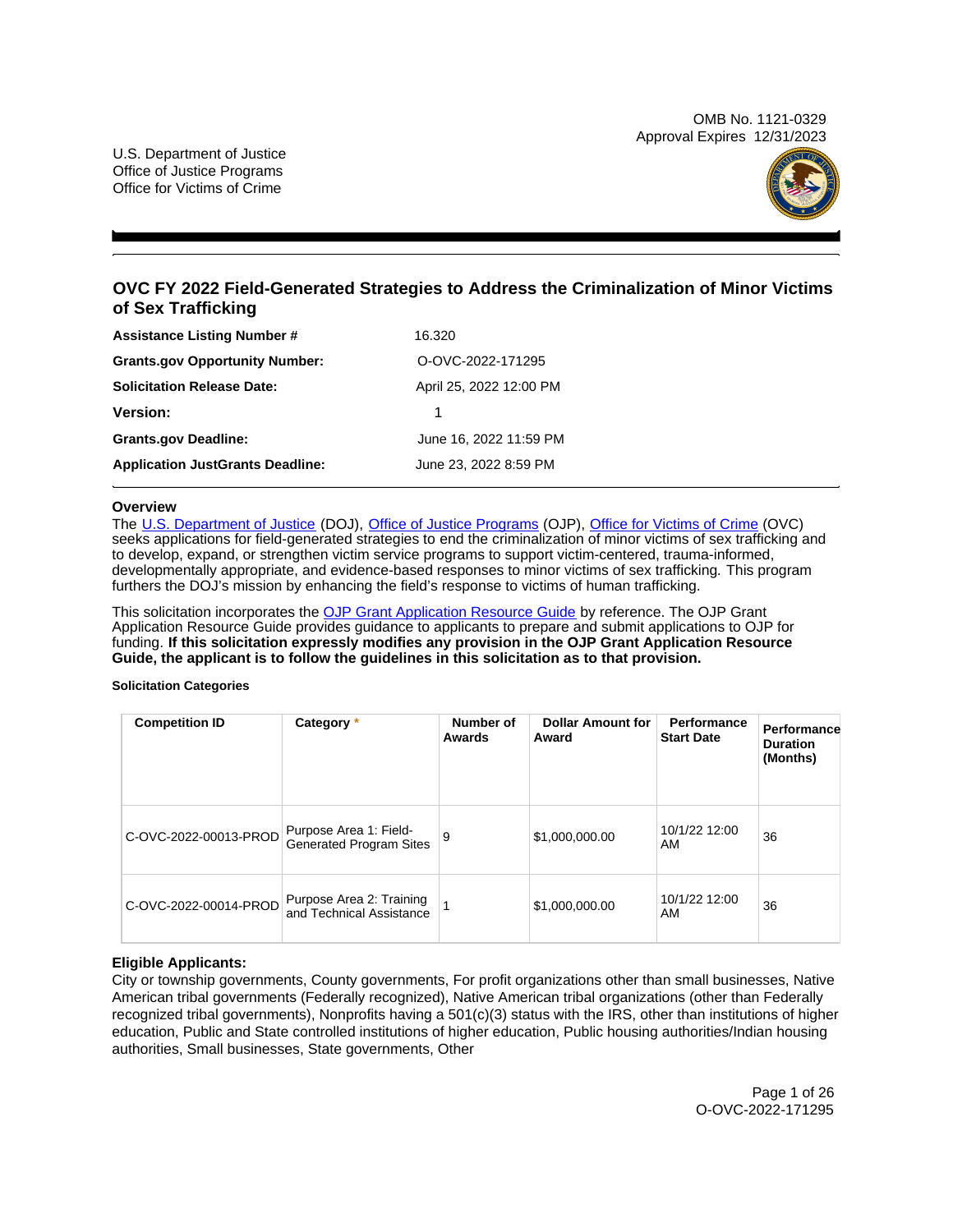OMB No. 1121-0329
Approval Expires 12/31/2023

U.S. Department of Justice
Office of Justice Programs
Office for Victims of Crime

# OVC FY 2022 Field-Generated Strategies to Address the Criminalization of Minor Victims of Sex Trafficking

| | |
|---|---|
| **Assistance Listing Number #** | 16.320 |
| **Grants.gov Opportunity Number:** | O-OVC-2022-171295 |
| **Solicitation Release Date:** | April 25, 2022 12:00 PM |
| **Version:** | 1 |
| **Grants.gov Deadline:** | June 16, 2022 11:59 PM |
| **Application JustGrants Deadline:** | June 23, 2022 8:59 PM |

## Overview

The U.S. Department of Justice (DOJ), Office of Justice Programs (OJP), Office for Victims of Crime (OVC) seeks applications for field-generated strategies to end the criminalization of minor victims of sex trafficking and to develop, expand, or strengthen victim service programs to support victim-centered, trauma-informed, developmentally appropriate, and evidence-based responses to minor victims of sex trafficking. This program furthers the DOJ's mission by enhancing the field's response to victims of human trafficking.

This solicitation incorporates the OJP Grant Application Resource Guide by reference. The OJP Grant Application Resource Guide provides guidance to applicants to prepare and submit applications to OJP for funding. **If this solicitation expressly modifies any provision in the OJP Grant Application Resource Guide, the applicant is to follow the guidelines in this solicitation as to that provision.**

**Solicitation Categories**

| Competition ID | Category * | Number of Awards | Dollar Amount for Award | Performance Start Date | Performance Duration (Months) |
|---|---|---|---|---|---|
| C-OVC-2022-00013-PROD | Purpose Area 1: Field-Generated Program Sites | 9 | $1,000,000.00 | 10/1/22 12:00 AM | 36 |
| C-OVC-2022-00014-PROD | Purpose Area 2: Training and Technical Assistance | 1 | $1,000,000.00 | 10/1/22 12:00 AM | 36 |

**Eligible Applicants:**

City or township governments, County governments, For profit organizations other than small businesses, Native American tribal governments (Federally recognized), Native American tribal organizations (other than Federally recognized tribal governments), Nonprofits having a 501(c)(3) status with the IRS, other than institutions of higher education, Public and State controlled institutions of higher education, Public housing authorities/Indian housing authorities, Small businesses, State governments, Other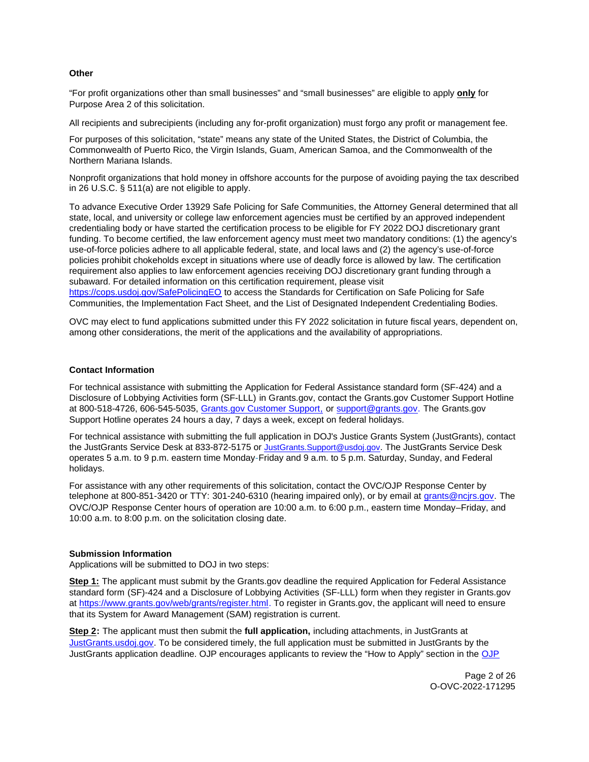### Other

"For profit organizations other than small businesses" and "small businesses" are eligible to apply **only** for Purpose Area 2 of this solicitation.

All recipients and subrecipients (including any for-profit organization) must forgo any profit or management fee.

For purposes of this solicitation, "state" means any state of the United States, the District of Columbia, the Commonwealth of Puerto Rico, the Virgin Islands, Guam, American Samoa, and the Commonwealth of the Northern Mariana Islands.

Nonprofit organizations that hold money in offshore accounts for the purpose of avoiding paying the tax described in 26 U.S.C. § 511(a) are not eligible to apply.

To advance Executive Order 13929 Safe Policing for Safe Communities, the Attorney General determined that all state, local, and university or college law enforcement agencies must be certified by an approved independent credentialing body or have started the certification process to be eligible for FY 2022 DOJ discretionary grant funding. To become certified, the law enforcement agency must meet two mandatory conditions: (1) the agency's use-of-force policies adhere to all applicable federal, state, and local laws and (2) the agency's use-of-force policies prohibit chokeholds except in situations where use of deadly force is allowed by law. The certification requirement also applies to law enforcement agencies receiving DOJ discretionary grant funding through a subaward. For detailed information on this certification requirement, please visit [https://cops.usdoj.gov/SafePolicingEO](https://cops.usdoj.gov/SafePolicingEO) to access the Standards for Certification on Safe Policing for Safe Communities, the Implementation Fact Sheet, and the List of Designated Independent Credentialing Bodies.

OVC may elect to fund applications submitted under this FY 2022 solicitation in future fiscal years, dependent on, among other considerations, the merit of the applications and the availability of appropriations.

### Contact Information

For technical assistance with submitting the Application for Federal Assistance standard form (SF-424) and a Disclosure of Lobbying Activities form (SF-LLL) in Grants.gov, contact the Grants.gov Customer Support Hotline at 800-518-4726, 606-545-5035, Grants.gov Customer Support, or support@grants.gov. The Grants.gov Support Hotline operates 24 hours a day, 7 days a week, except on federal holidays.

For technical assistance with submitting the full application in DOJ's Justice Grants System (JustGrants), contact the JustGrants Service Desk at 833-872-5175 or JustGrants.Support@usdoj.gov. The JustGrants Service Desk operates 5 a.m. to 9 p.m. eastern time Monday-Friday and 9 a.m. to 5 p.m. Saturday, Sunday, and Federal holidays.

For assistance with any other requirements of this solicitation, contact the OVC/OJP Response Center by telephone at 800-851-3420 or TTY: 301-240-6310 (hearing impaired only), or by email at grants@ncjrs.gov. The OVC/OJP Response Center hours of operation are 10:00 a.m. to 6:00 p.m., eastern time Monday–Friday, and 10:00 a.m. to 8:00 p.m. on the solicitation closing date.

### Submission Information

Applications will be submitted to DOJ in two steps:

**Step 1:** The applicant must submit by the Grants.gov deadline the required Application for Federal Assistance standard form (SF)-424 and a Disclosure of Lobbying Activities (SF-LLL) form when they register in Grants.gov at [https://www.grants.gov/web/grants/register.html](https://www.grants.gov/web/grants/register.html). To register in Grants.gov, the applicant will need to ensure that its System for Award Management (SAM) registration is current.

**Step 2:** The applicant must then submit the **full application,** including attachments, in JustGrants at JustGrants.usdoj.gov. To be considered timely, the full application must be submitted in JustGrants by the JustGrants application deadline. OJP encourages applicants to review the "How to Apply" section in the OJP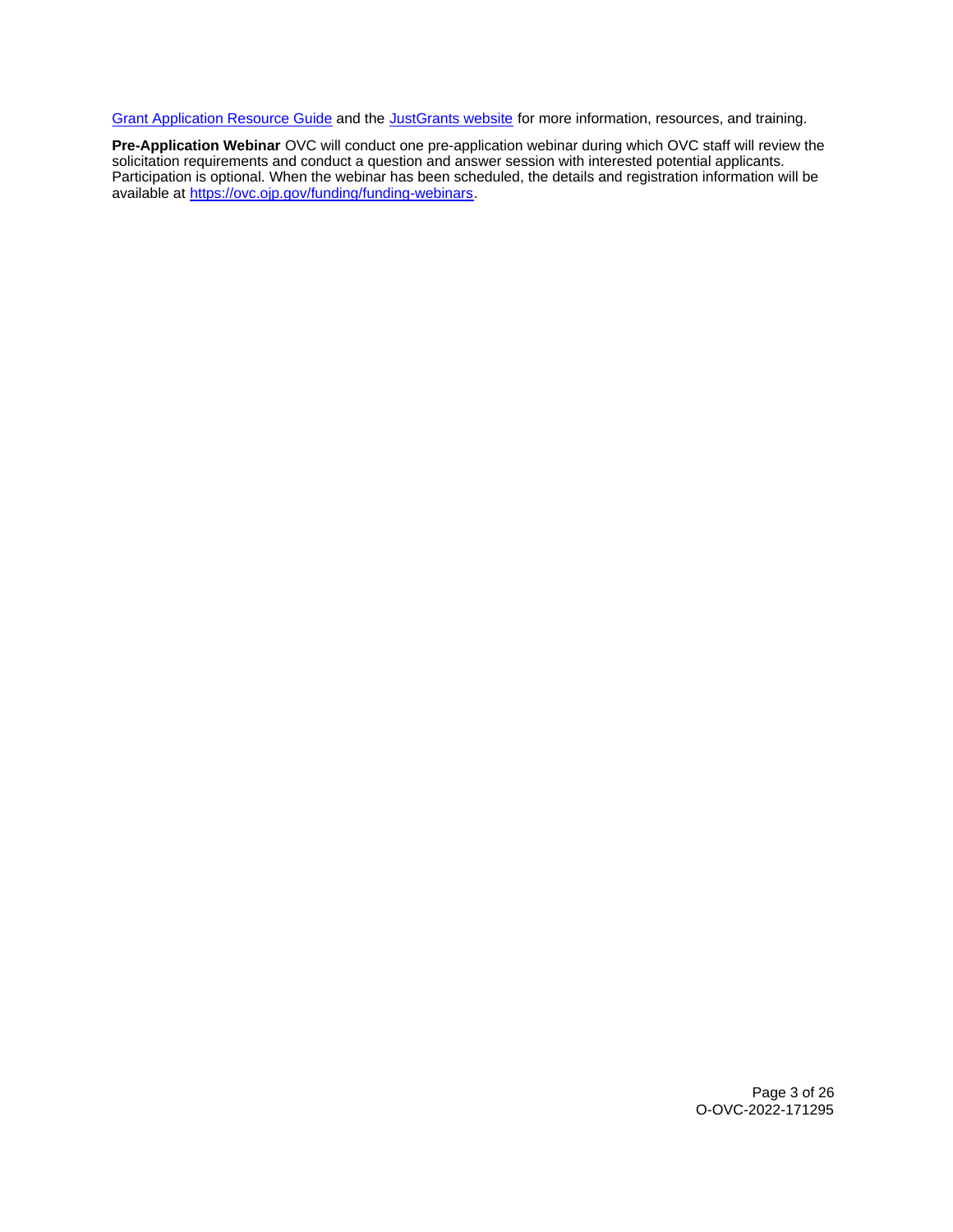[Grant Application Resource Guide](#) and the [JustGrants website](#) for more information, resources, and training.

**Pre-Application Webinar** OVC will conduct one pre-application webinar during which OVC staff will review the solicitation requirements and conduct a question and answer session with interested potential applicants. Participation is optional. When the webinar has been scheduled, the details and registration information will be available at [https://ovc.ojp.gov/funding/funding-webinars](https://ovc.ojp.gov/funding/funding-webinars).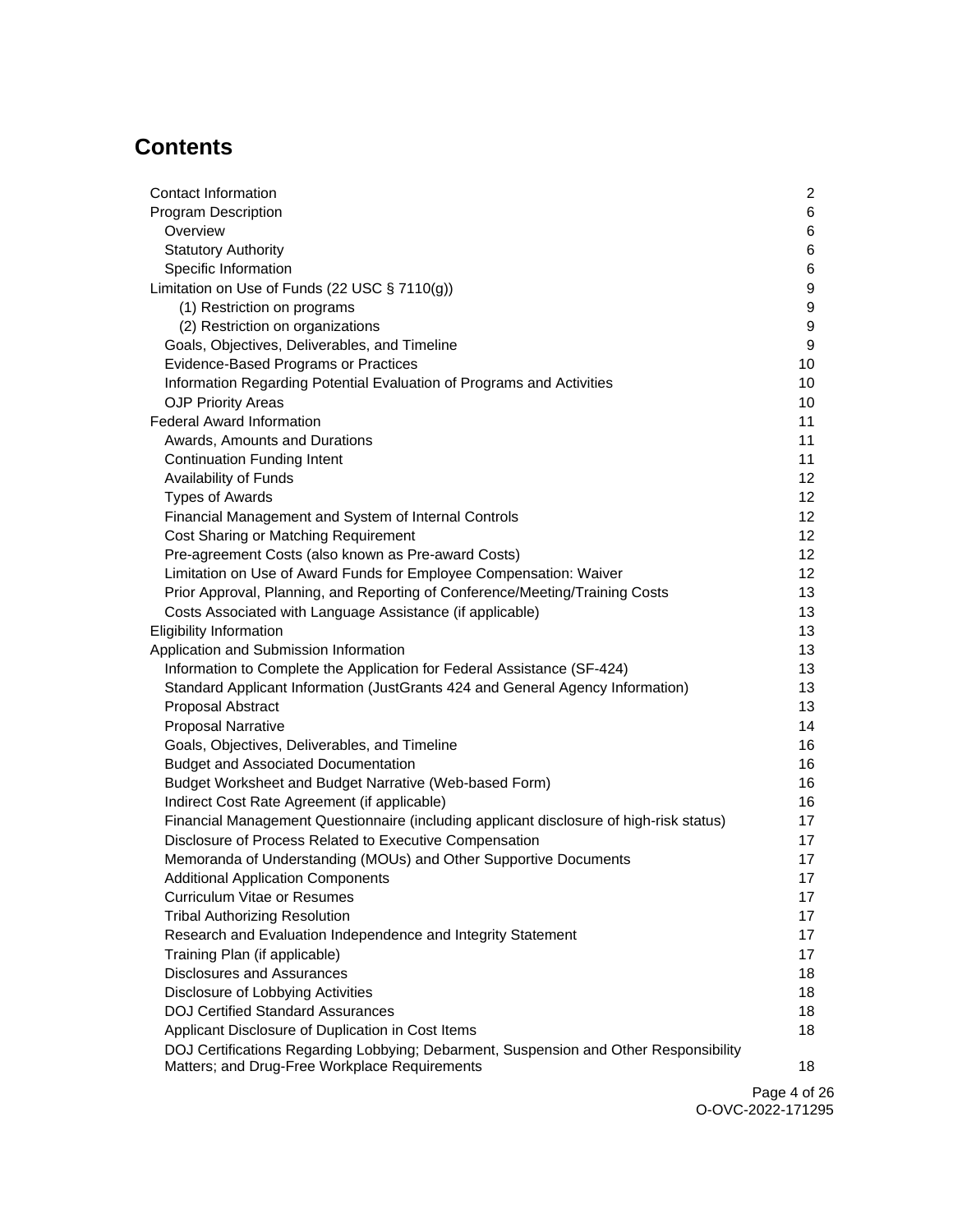# Contents

| | |
|---|---|
| Contact Information | 2 |
| Program Description | 6 |
| Overview | 6 |
| Statutory Authority | 6 |
| Specific Information | 6 |
| Limitation on Use of Funds (22 USC § 7110(g)) | 9 |
| (1) Restriction on programs | 9 |
| (2) Restriction on organizations | 9 |
| Goals, Objectives, Deliverables, and Timeline | 9 |
| Evidence-Based Programs or Practices | 10 |
| Information Regarding Potential Evaluation of Programs and Activities | 10 |
| OJP Priority Areas | 10 |
| Federal Award Information | 11 |
| Awards, Amounts and Durations | 11 |
| Continuation Funding Intent | 11 |
| Availability of Funds | 12 |
| Types of Awards | 12 |
| Financial Management and System of Internal Controls | 12 |
| Cost Sharing or Matching Requirement | 12 |
| Pre-agreement Costs (also known as Pre-award Costs) | 12 |
| Limitation on Use of Award Funds for Employee Compensation: Waiver | 12 |
| Prior Approval, Planning, and Reporting of Conference/Meeting/Training Costs | 13 |
| Costs Associated with Language Assistance (if applicable) | 13 |
| Eligibility Information | 13 |
| Application and Submission Information | 13 |
| Information to Complete the Application for Federal Assistance (SF-424) | 13 |
| Standard Applicant Information (JustGrants 424 and General Agency Information) | 13 |
| Proposal Abstract | 13 |
| Proposal Narrative | 14 |
| Goals, Objectives, Deliverables, and Timeline | 16 |
| Budget and Associated Documentation | 16 |
| Budget Worksheet and Budget Narrative (Web-based Form) | 16 |
| Indirect Cost Rate Agreement (if applicable) | 16 |
| Financial Management Questionnaire (including applicant disclosure of high-risk status) | 17 |
| Disclosure of Process Related to Executive Compensation | 17 |
| Memoranda of Understanding (MOUs) and Other Supportive Documents | 17 |
| Additional Application Components | 17 |
| Curriculum Vitae or Resumes | 17 |
| Tribal Authorizing Resolution | 17 |
| Research and Evaluation Independence and Integrity Statement | 17 |
| Training Plan (if applicable) | 17 |
| Disclosures and Assurances | 18 |
| Disclosure of Lobbying Activities | 18 |
| DOJ Certified Standard Assurances | 18 |
| Applicant Disclosure of Duplication in Cost Items | 18 |
| DOJ Certifications Regarding Lobbying; Debarment, Suspension and Other Responsibility Matters; and Drug-Free Workplace Requirements | 18 |

O-OVC-2022-171295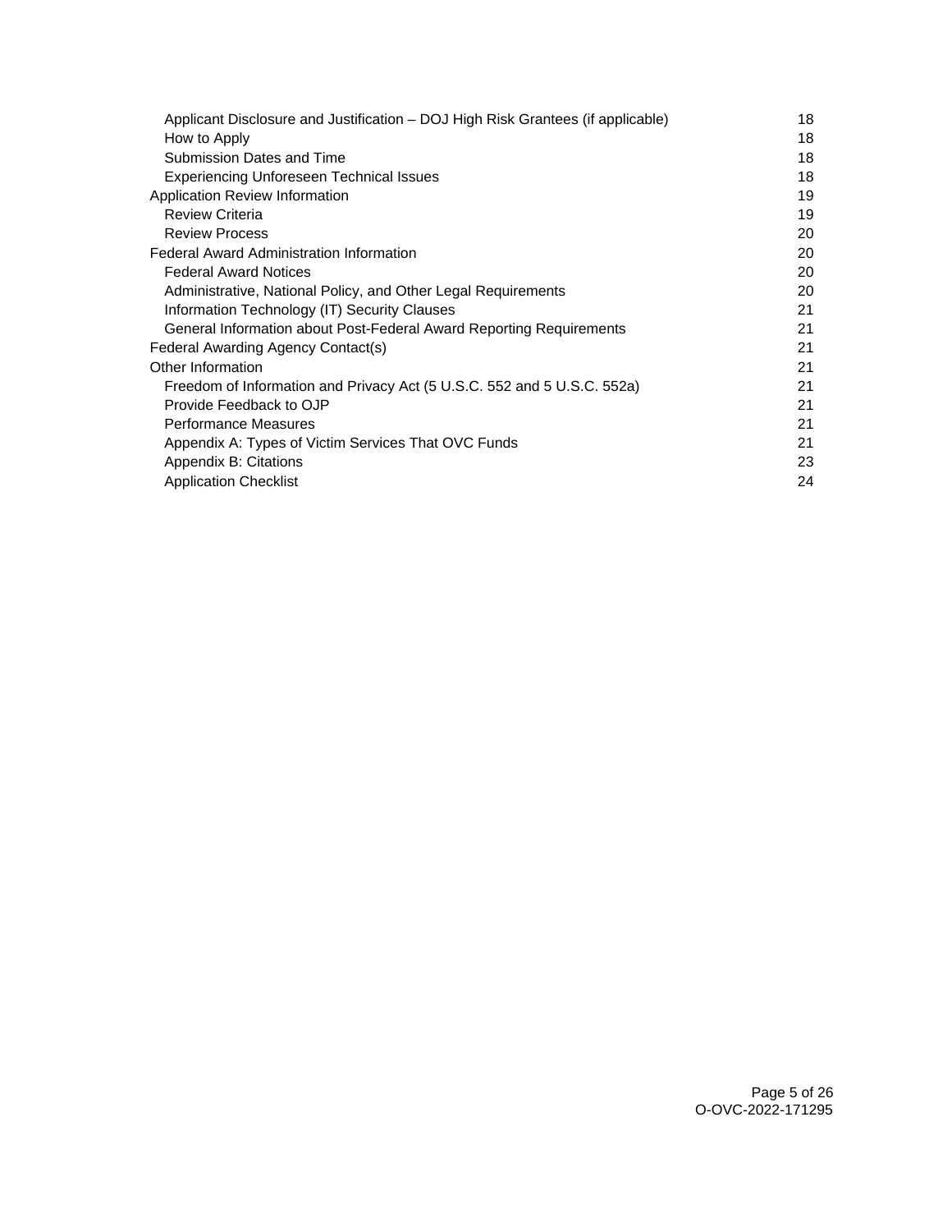- Applicant Disclosure and Justification – DOJ High Risk Grantees (if applicable) 18
- How to Apply 18
- Submission Dates and Time 18
- Experiencing Unforeseen Technical Issues 18

Application Review Information 19

- Review Criteria 19
- Review Process 20

Federal Award Administration Information 20

- Federal Award Notices 20
- Administrative, National Policy, and Other Legal Requirements 20
- Information Technology (IT) Security Clauses 21
- General Information about Post-Federal Award Reporting Requirements 21

Federal Awarding Agency Contact(s) 21

Other Information 21

- Freedom of Information and Privacy Act (5 U.S.C. 552 and 5 U.S.C. 552a) 21
- Provide Feedback to OJP 21
- Performance Measures 21
- Appendix A: Types of Victim Services That OVC Funds 21
- Appendix B: Citations 23
- Application Checklist 24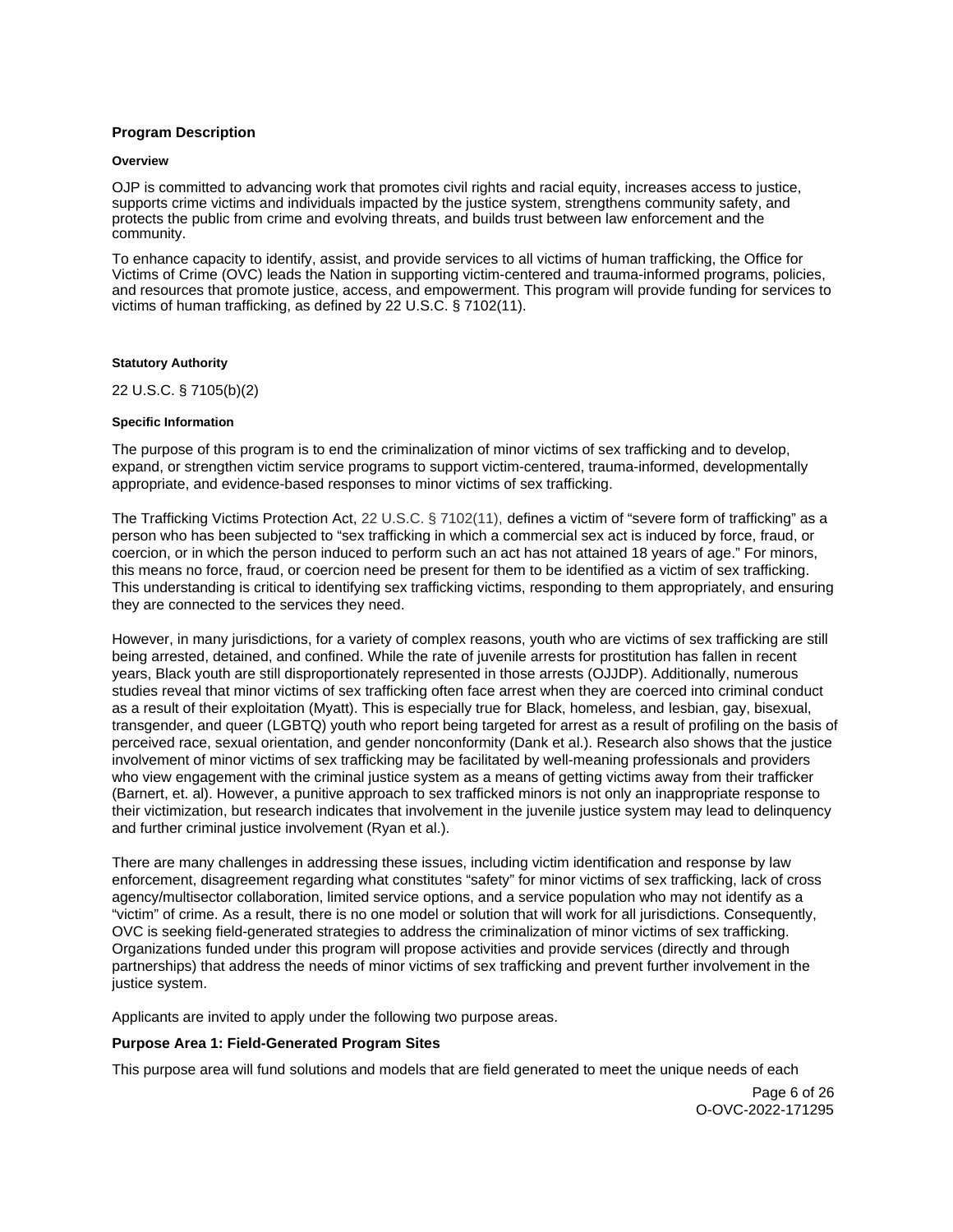## Program Description

### Overview

OJP is committed to advancing work that promotes civil rights and racial equity, increases access to justice, supports crime victims and individuals impacted by the justice system, strengthens community safety, and protects the public from crime and evolving threats, and builds trust between law enforcement and the community.

To enhance capacity to identify, assist, and provide services to all victims of human trafficking, the Office for Victims of Crime (OVC) leads the Nation in supporting victim-centered and trauma-informed programs, policies, and resources that promote justice, access, and empowerment. This program will provide funding for services to victims of human trafficking, as defined by 22 U.S.C. § 7102(11).

### Statutory Authority

22 U.S.C. § 7105(b)(2)

### Specific Information

The purpose of this program is to end the criminalization of minor victims of sex trafficking and to develop, expand, or strengthen victim service programs to support victim-centered, trauma-informed, developmentally appropriate, and evidence-based responses to minor victims of sex trafficking.

The Trafficking Victims Protection Act, 22 U.S.C. § 7102(11), defines a victim of "severe form of trafficking" as a person who has been subjected to "sex trafficking in which a commercial sex act is induced by force, fraud, or coercion, or in which the person induced to perform such an act has not attained 18 years of age." For minors, this means no force, fraud, or coercion need be present for them to be identified as a victim of sex trafficking. This understanding is critical to identifying sex trafficking victims, responding to them appropriately, and ensuring they are connected to the services they need.

However, in many jurisdictions, for a variety of complex reasons, youth who are victims of sex trafficking are still being arrested, detained, and confined. While the rate of juvenile arrests for prostitution has fallen in recent years, Black youth are still disproportionately represented in those arrests (OJJDP). Additionally, numerous studies reveal that minor victims of sex trafficking often face arrest when they are coerced into criminal conduct as a result of their exploitation (Myatt). This is especially true for Black, homeless, and lesbian, gay, bisexual, transgender, and queer (LGBTQ) youth who report being targeted for arrest as a result of profiling on the basis of perceived race, sexual orientation, and gender nonconformity (Dank et al.). Research also shows that the justice involvement of minor victims of sex trafficking may be facilitated by well-meaning professionals and providers who view engagement with the criminal justice system as a means of getting victims away from their trafficker (Barnert, et. al). However, a punitive approach to sex trafficked minors is not only an inappropriate response to their victimization, but research indicates that involvement in the juvenile justice system may lead to delinquency and further criminal justice involvement (Ryan et al.).

There are many challenges in addressing these issues, including victim identification and response by law enforcement, disagreement regarding what constitutes "safety" for minor victims of sex trafficking, lack of cross agency/multisector collaboration, limited service options, and a service population who may not identify as a "victim" of crime. As a result, there is no one model or solution that will work for all jurisdictions. Consequently, OVC is seeking field-generated strategies to address the criminalization of minor victims of sex trafficking. Organizations funded under this program will propose activities and provide services (directly and through partnerships) that address the needs of minor victims of sex trafficking and prevent further involvement in the justice system.

Applicants are invited to apply under the following two purpose areas.

**Purpose Area 1: Field-Generated Program Sites**

This purpose area will fund solutions and models that are field generated to meet the unique needs of each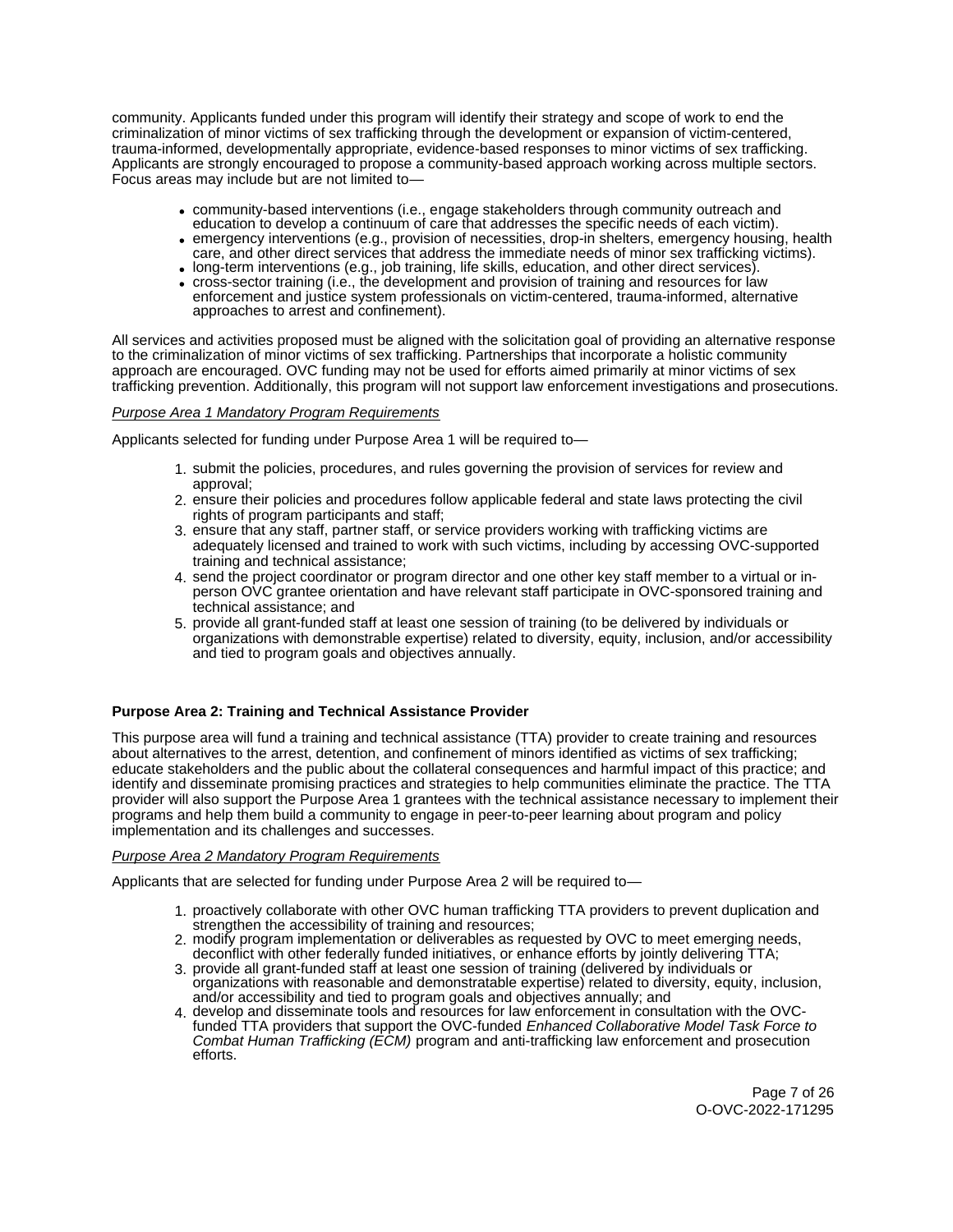community. Applicants funded under this program will identify their strategy and scope of work to end the criminalization of minor victims of sex trafficking through the development or expansion of victim-centered, trauma-informed, developmentally appropriate, evidence-based responses to minor victims of sex trafficking. Applicants are strongly encouraged to propose a community-based approach working across multiple sectors. Focus areas may include but are not limited to—

- community-based interventions (i.e., engage stakeholders through community outreach and education to develop a continuum of care that addresses the specific needs of each victim).
- emergency interventions (e.g., provision of necessities, drop-in shelters, emergency housing, health care, and other direct services that address the immediate needs of minor sex trafficking victims).
- long-term interventions (e.g., job training, life skills, education, and other direct services).
- cross-sector training (i.e., the development and provision of training and resources for law enforcement and justice system professionals on victim-centered, trauma-informed, alternative approaches to arrest and confinement).

All services and activities proposed must be aligned with the solicitation goal of providing an alternative response to the criminalization of minor victims of sex trafficking. Partnerships that incorporate a holistic community approach are encouraged. OVC funding may not be used for efforts aimed primarily at minor victims of sex trafficking prevention. Additionally, this program will not support law enforcement investigations and prosecutions.

*Purpose Area 1 Mandatory Program Requirements*

Applicants selected for funding under Purpose Area 1 will be required to—

1. submit the policies, procedures, and rules governing the provision of services for review and approval;
2. ensure their policies and procedures follow applicable federal and state laws protecting the civil rights of program participants and staff;
3. ensure that any staff, partner staff, or service providers working with trafficking victims are adequately licensed and trained to work with such victims, including by accessing OVC-supported training and technical assistance;
4. send the project coordinator or program director and one other key staff member to a virtual or in-person OVC grantee orientation and have relevant staff participate in OVC-sponsored training and technical assistance; and
5. provide all grant-funded staff at least one session of training (to be delivered by individuals or organizations with demonstrable expertise) related to diversity, equity, inclusion, and/or accessibility and tied to program goals and objectives annually.

**Purpose Area 2: Training and Technical Assistance Provider**

This purpose area will fund a training and technical assistance (TTA) provider to create training and resources about alternatives to the arrest, detention, and confinement of minors identified as victims of sex trafficking; educate stakeholders and the public about the collateral consequences and harmful impact of this practice; and identify and disseminate promising practices and strategies to help communities eliminate the practice. The TTA provider will also support the Purpose Area 1 grantees with the technical assistance necessary to implement their programs and help them build a community to engage in peer-to-peer learning about program and policy implementation and its challenges and successes.

*Purpose Area 2 Mandatory Program Requirements*

Applicants that are selected for funding under Purpose Area 2 will be required to—

1. proactively collaborate with other OVC human trafficking TTA providers to prevent duplication and strengthen the accessibility of training and resources;
2. modify program implementation or deliverables as requested by OVC to meet emerging needs, deconflict with other federally funded initiatives, or enhance efforts by jointly delivering TTA;
3. provide all grant-funded staff at least one session of training (delivered by individuals or organizations with reasonable and demonstratable expertise) related to diversity, equity, inclusion, and/or accessibility and tied to program goals and objectives annually; and
4. develop and disseminate tools and resources for law enforcement in consultation with the OVC-funded TTA providers that support the OVC-funded *Enhanced Collaborative Model Task Force to Combat Human Trafficking (ECM)* program and anti-trafficking law enforcement and prosecution efforts.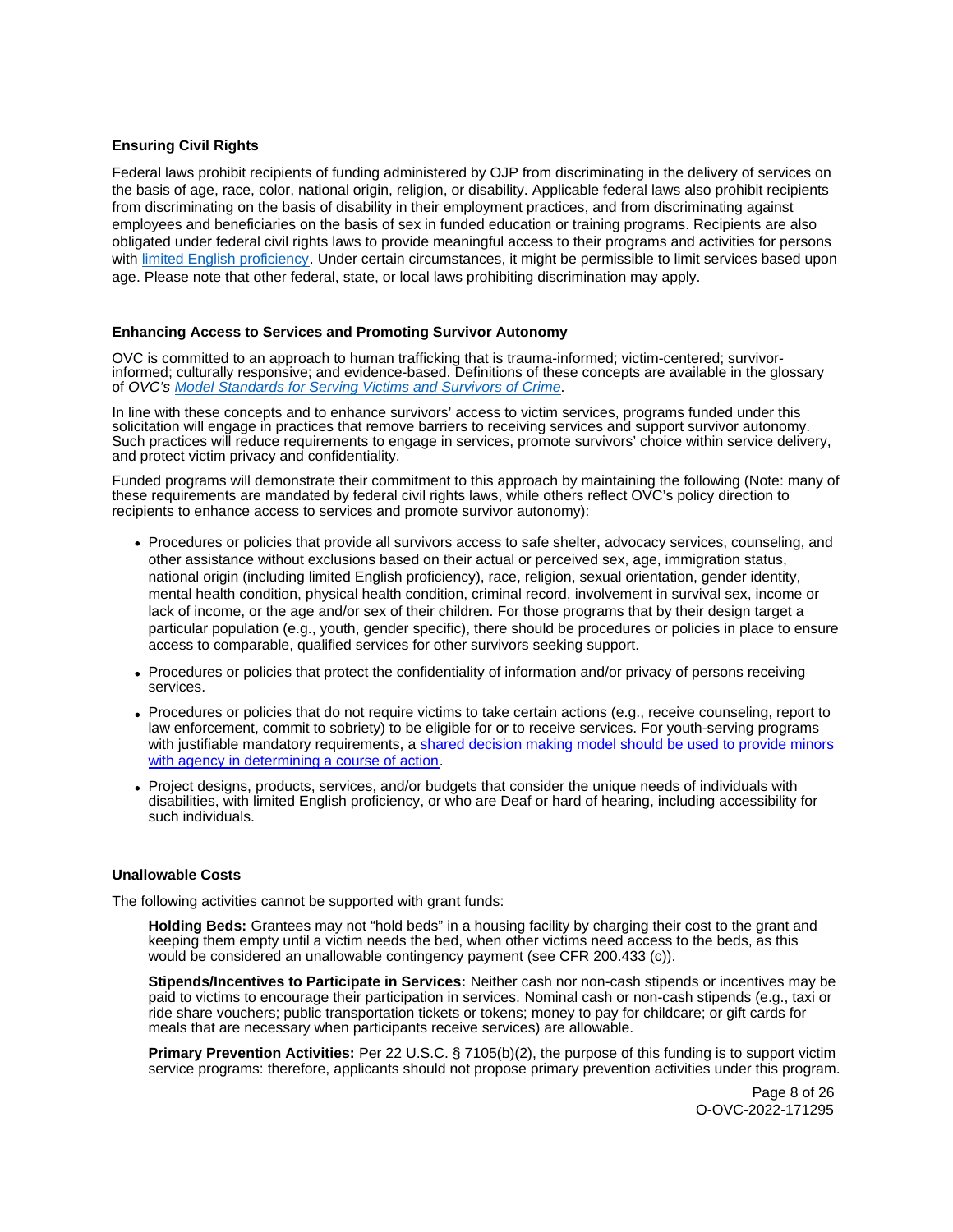### Ensuring Civil Rights

Federal laws prohibit recipients of funding administered by OJP from discriminating in the delivery of services on the basis of age, race, color, national origin, religion, or disability. Applicable federal laws also prohibit recipients from discriminating on the basis of disability in their employment practices, and from discriminating against employees and beneficiaries on the basis of sex in funded education or training programs. Recipients are also obligated under federal civil rights laws to provide meaningful access to their programs and activities for persons with [limited English proficiency](). Under certain circumstances, it might be permissible to limit services based upon age. Please note that other federal, state, or local laws prohibiting discrimination may apply.

### Enhancing Access to Services and Promoting Survivor Autonomy

OVC is committed to an approach to human trafficking that is trauma-informed; victim-centered; survivor-informed; culturally responsive; and evidence-based. Definitions of these concepts are available in the glossary of *OVC's [Model Standards for Serving Victims and Survivors of Crime]()*.

In line with these concepts and to enhance survivors' access to victim services, programs funded under this solicitation will engage in practices that remove barriers to receiving services and support survivor autonomy. Such practices will reduce requirements to engage in services, promote survivors' choice within service delivery, and protect victim privacy and confidentiality.

Funded programs will demonstrate their commitment to this approach by maintaining the following (Note: many of these requirements are mandated by federal civil rights laws, while others reflect OVC's policy direction to recipients to enhance access to services and promote survivor autonomy):

- Procedures or policies that provide all survivors access to safe shelter, advocacy services, counseling, and other assistance without exclusions based on their actual or perceived sex, age, immigration status, national origin (including limited English proficiency), race, religion, sexual orientation, gender identity, mental health condition, physical health condition, criminal record, involvement in survival sex, income or lack of income, or the age and/or sex of their children. For those programs that by their design target a particular population (e.g., youth, gender specific), there should be procedures or policies in place to ensure access to comparable, qualified services for other survivors seeking support.
- Procedures or policies that protect the confidentiality of information and/or privacy of persons receiving services.
- Procedures or policies that do not require victims to take certain actions (e.g., receive counseling, report to law enforcement, commit to sobriety) to be eligible for or to receive services. For youth-serving programs with justifiable mandatory requirements, a [shared decision making model should be used to provide minors with agency in determining a course of action]().
- Project designs, products, services, and/or budgets that consider the unique needs of individuals with disabilities, with limited English proficiency, or who are Deaf or hard of hearing, including accessibility for such individuals.

### Unallowable Costs

The following activities cannot be supported with grant funds:

**Holding Beds:** Grantees may not "hold beds" in a housing facility by charging their cost to the grant and keeping them empty until a victim needs the bed, when other victims need access to the beds, as this would be considered an unallowable contingency payment (see CFR 200.433 (c)).

**Stipends/Incentives to Participate in Services:** Neither cash nor non-cash stipends or incentives may be paid to victims to encourage their participation in services. Nominal cash or non-cash stipends (e.g., taxi or ride share vouchers; public transportation tickets or tokens; money to pay for childcare; or gift cards for meals that are necessary when participants receive services) are allowable.

**Primary Prevention Activities:** Per 22 U.S.C. § 7105(b)(2), the purpose of this funding is to support victim service programs: therefore, applicants should not propose primary prevention activities under this program.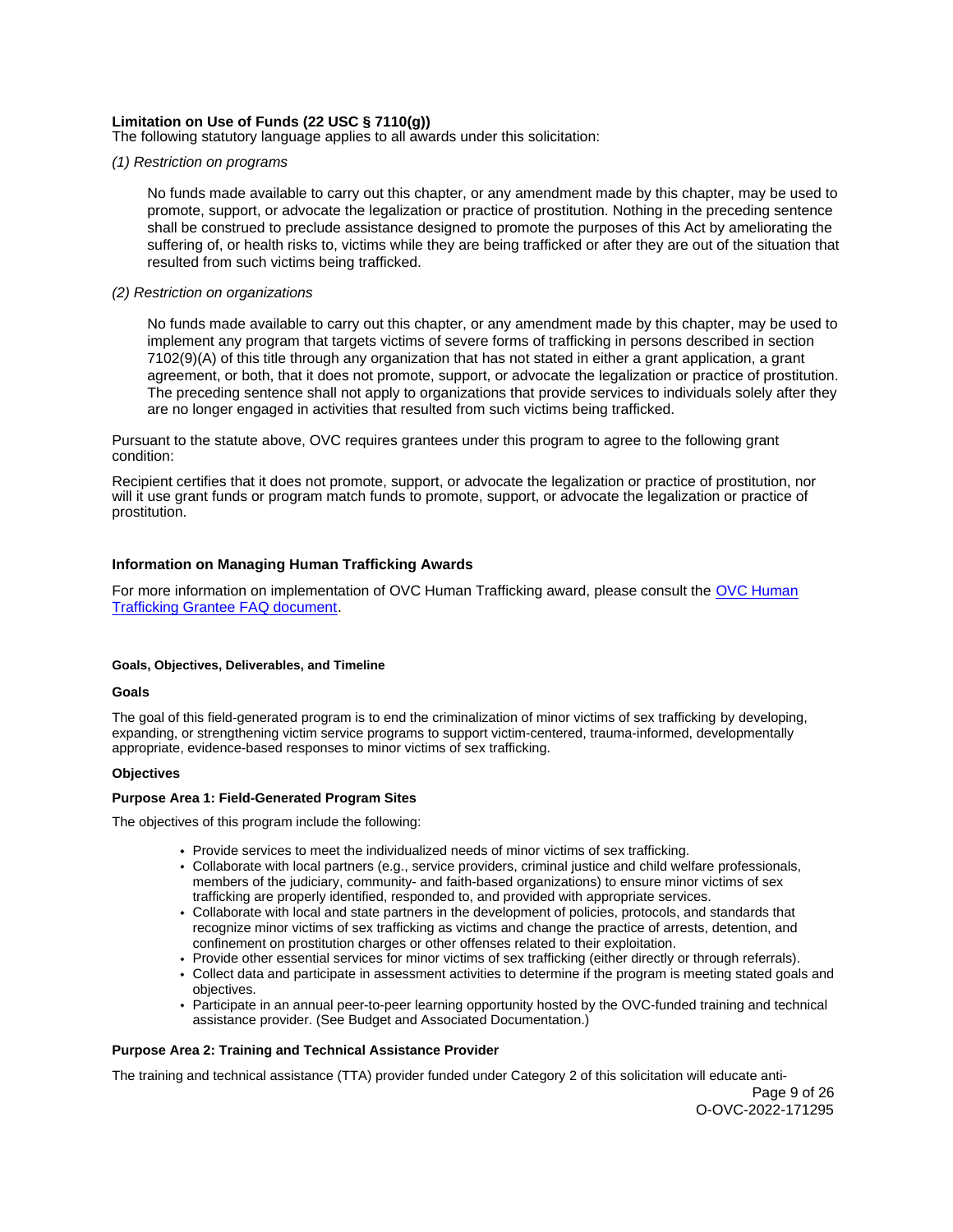**Limitation on Use of Funds (22 USC § 7110(g))**

The following statutory language applies to all awards under this solicitation:

*(1) Restriction on programs*

> No funds made available to carry out this chapter, or any amendment made by this chapter, may be used to promote, support, or advocate the legalization or practice of prostitution. Nothing in the preceding sentence shall be construed to preclude assistance designed to promote the purposes of this Act by ameliorating the suffering of, or health risks to, victims while they are being trafficked or after they are out of the situation that resulted from such victims being trafficked.

*(2) Restriction on organizations*

> No funds made available to carry out this chapter, or any amendment made by this chapter, may be used to implement any program that targets victims of severe forms of trafficking in persons described in section 7102(9)(A) of this title through any organization that has not stated in either a grant application, a grant agreement, or both, that it does not promote, support, or advocate the legalization or practice of prostitution. The preceding sentence shall not apply to organizations that provide services to individuals solely after they are no longer engaged in activities that resulted from such victims being trafficked.

Pursuant to the statute above, OVC requires grantees under this program to agree to the following grant condition:

Recipient certifies that it does not promote, support, or advocate the legalization or practice of prostitution, nor will it use grant funds or program match funds to promote, support, or advocate the legalization or practice of prostitution.

**Information on Managing Human Trafficking Awards**

For more information on implementation of OVC Human Trafficking award, please consult the OVC Human Trafficking Grantee FAQ document.

**Goals, Objectives, Deliverables, and Timeline**

**Goals**

The goal of this field-generated program is to end the criminalization of minor victims of sex trafficking by developing, expanding, or strengthening victim service programs to support victim-centered, trauma-informed, developmentally appropriate, evidence-based responses to minor victims of sex trafficking.

**Objectives**

**Purpose Area 1: Field-Generated Program Sites**

The objectives of this program include the following:

- Provide services to meet the individualized needs of minor victims of sex trafficking.
- Collaborate with local partners (e.g., service providers, criminal justice and child welfare professionals, members of the judiciary, community- and faith-based organizations) to ensure minor victims of sex trafficking are properly identified, responded to, and provided with appropriate services.
- Collaborate with local and state partners in the development of policies, protocols, and standards that recognize minor victims of sex trafficking as victims and change the practice of arrests, detention, and confinement on prostitution charges or other offenses related to their exploitation.
- Provide other essential services for minor victims of sex trafficking (either directly or through referrals).
- Collect data and participate in assessment activities to determine if the program is meeting stated goals and objectives.
- Participate in an annual peer-to-peer learning opportunity hosted by the OVC-funded training and technical assistance provider. (See Budget and Associated Documentation.)

**Purpose Area 2: Training and Technical Assistance Provider**

The training and technical assistance (TTA) provider funded under Category 2 of this solicitation will educate anti-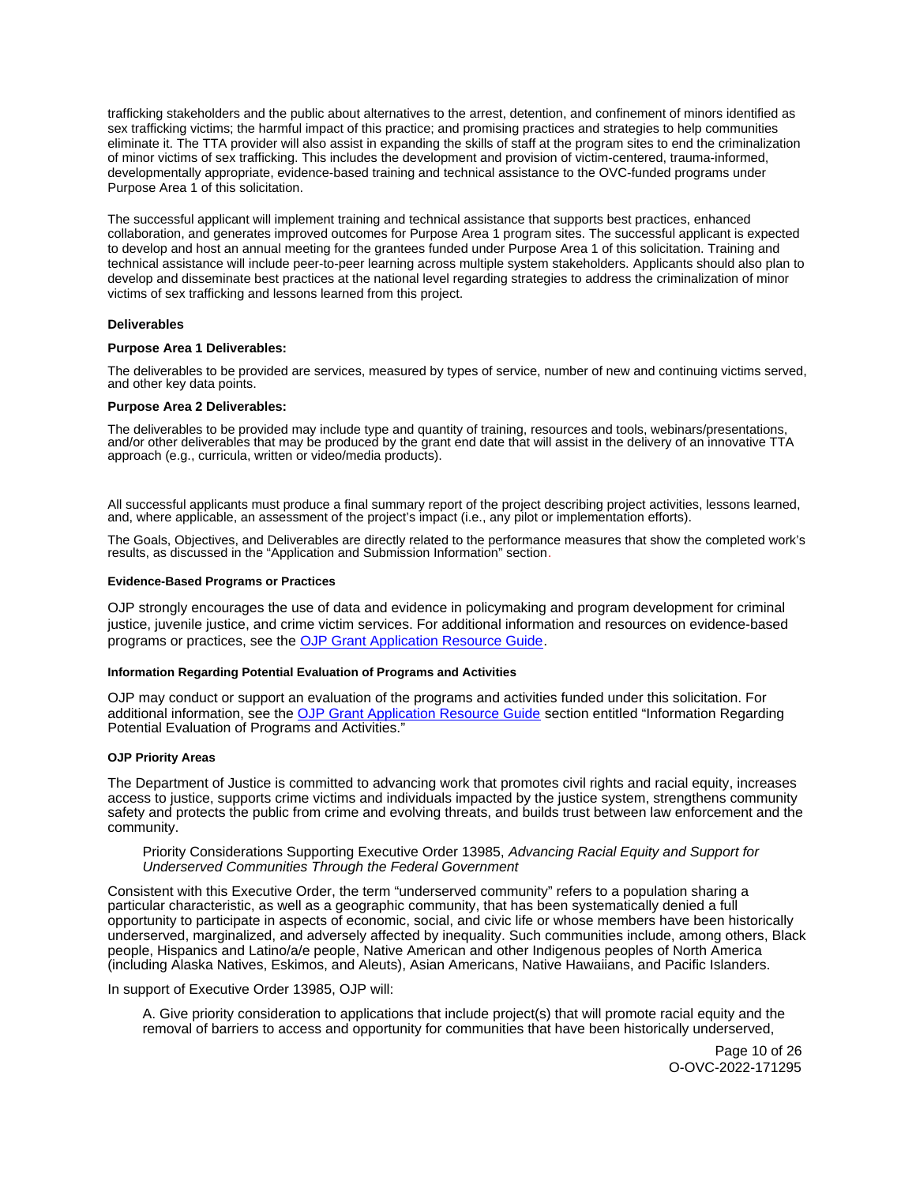trafficking stakeholders and the public about alternatives to the arrest, detention, and confinement of minors identified as sex trafficking victims; the harmful impact of this practice; and promising practices and strategies to help communities eliminate it. The TTA provider will also assist in expanding the skills of staff at the program sites to end the criminalization of minor victims of sex trafficking. This includes the development and provision of victim-centered, trauma-informed, developmentally appropriate, evidence-based training and technical assistance to the OVC-funded programs under Purpose Area 1 of this solicitation.

The successful applicant will implement training and technical assistance that supports best practices, enhanced collaboration, and generates improved outcomes for Purpose Area 1 program sites. The successful applicant is expected to develop and host an annual meeting for the grantees funded under Purpose Area 1 of this solicitation. Training and technical assistance will include peer-to-peer learning across multiple system stakeholders. Applicants should also plan to develop and disseminate best practices at the national level regarding strategies to address the criminalization of minor victims of sex trafficking and lessons learned from this project.

**Deliverables**

**Purpose Area 1 Deliverables:**

The deliverables to be provided are services, measured by types of service, number of new and continuing victims served, and other key data points.

**Purpose Area 2 Deliverables:**

The deliverables to be provided may include type and quantity of training, resources and tools, webinars/presentations, and/or other deliverables that may be produced by the grant end date that will assist in the delivery of an innovative TTA approach (e.g., curricula, written or video/media products).

All successful applicants must produce a final summary report of the project describing project activities, lessons learned, and, where applicable, an assessment of the project's impact (i.e., any pilot or implementation efforts).

The Goals, Objectives, and Deliverables are directly related to the performance measures that show the completed work's results, as discussed in the "Application and Submission Information" section.

#### Evidence-Based Programs or Practices

OJP strongly encourages the use of data and evidence in policymaking and program development for criminal justice, juvenile justice, and crime victim services. For additional information and resources on evidence-based programs or practices, see the OJP Grant Application Resource Guide.

#### Information Regarding Potential Evaluation of Programs and Activities

OJP may conduct or support an evaluation of the programs and activities funded under this solicitation. For additional information, see the OJP Grant Application Resource Guide section entitled "Information Regarding Potential Evaluation of Programs and Activities."

#### OJP Priority Areas

The Department of Justice is committed to advancing work that promotes civil rights and racial equity, increases access to justice, supports crime victims and individuals impacted by the justice system, strengthens community safety and protects the public from crime and evolving threats, and builds trust between law enforcement and the community.

Priority Considerations Supporting Executive Order 13985, *Advancing Racial Equity and Support for Underserved Communities Through the Federal Government*

Consistent with this Executive Order, the term "underserved community" refers to a population sharing a particular characteristic, as well as a geographic community, that has been systematically denied a full opportunity to participate in aspects of economic, social, and civic life or whose members have been historically underserved, marginalized, and adversely affected by inequality. Such communities include, among others, Black people, Hispanics and Latino/a/e people, Native American and other Indigenous peoples of North America (including Alaska Natives, Eskimos, and Aleuts), Asian Americans, Native Hawaiians, and Pacific Islanders.

In support of Executive Order 13985, OJP will:

A. Give priority consideration to applications that include project(s) that will promote racial equity and the removal of barriers to access and opportunity for communities that have been historically underserved,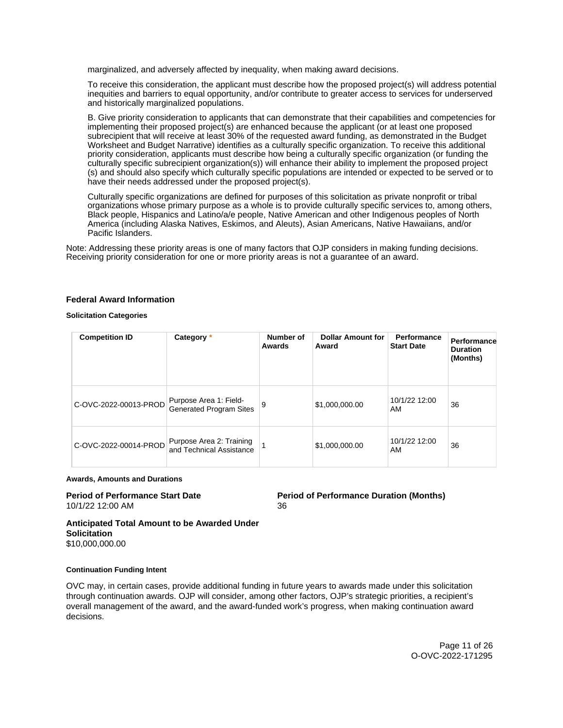marginalized, and adversely affected by inequality, when making award decisions.

To receive this consideration, the applicant must describe how the proposed project(s) will address potential inequities and barriers to equal opportunity, and/or contribute to greater access to services for underserved and historically marginalized populations.

B. Give priority consideration to applicants that can demonstrate that their capabilities and competencies for implementing their proposed project(s) are enhanced because the applicant (or at least one proposed subrecipient that will receive at least 30% of the requested award funding, as demonstrated in the Budget Worksheet and Budget Narrative) identifies as a culturally specific organization. To receive this additional priority consideration, applicants must describe how being a culturally specific organization (or funding the culturally specific subrecipient organization(s)) will enhance their ability to implement the proposed project (s) and should also specify which culturally specific populations are intended or expected to be served or to have their needs addressed under the proposed project(s).

Culturally specific organizations are defined for purposes of this solicitation as private nonprofit or tribal organizations whose primary purpose as a whole is to provide culturally specific services to, among others, Black people, Hispanics and Latino/a/e people, Native American and other Indigenous peoples of North America (including Alaska Natives, Eskimos, and Aleuts), Asian Americans, Native Hawaiians, and/or Pacific Islanders.

Note: Addressing these priority areas is one of many factors that OJP considers in making funding decisions. Receiving priority consideration for one or more priority areas is not a guarantee of an award.

### Federal Award Information

#### Solicitation Categories

| Competition ID | Category * | Number of Awards | Dollar Amount for Award | Performance Start Date | Performance Duration (Months) |
|---|---|---|---|---|---|
| C-OVC-2022-00013-PROD | Purpose Area 1: Field-Generated Program Sites | 9 | $1,000,000.00 | 10/1/22 12:00 AM | 36 |
| C-OVC-2022-00014-PROD | Purpose Area 2: Training and Technical Assistance | 1 | $1,000,000.00 | 10/1/22 12:00 AM | 36 |

#### Awards, Amounts and Durations

**Period of Performance Start Date**
10/1/22 12:00 AM

**Period of Performance Duration (Months)**
36

**Anticipated Total Amount to be Awarded Under Solicitation**
$10,000,000.00

#### Continuation Funding Intent

OVC may, in certain cases, provide additional funding in future years to awards made under this solicitation through continuation awards. OJP will consider, among other factors, OJP's strategic priorities, a recipient's overall management of the award, and the award-funded work's progress, when making continuation award decisions.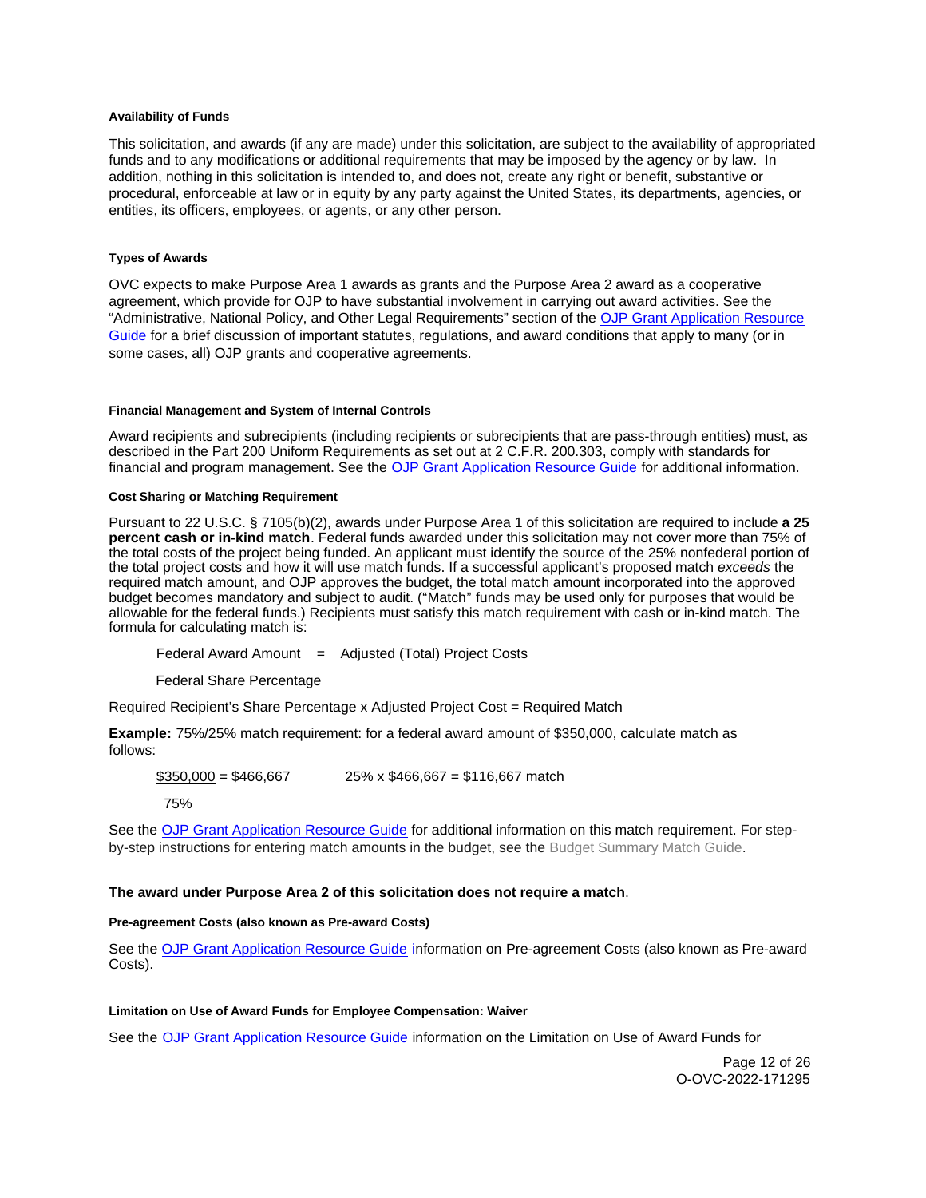#### Availability of Funds

This solicitation, and awards (if any are made) under this solicitation, are subject to the availability of appropriated funds and to any modifications or additional requirements that may be imposed by the agency or by law. In addition, nothing in this solicitation is intended to, and does not, create any right or benefit, substantive or procedural, enforceable at law or in equity by any party against the United States, its departments, agencies, or entities, its officers, employees, or agents, or any other person.

#### Types of Awards

OVC expects to make Purpose Area 1 awards as grants and the Purpose Area 2 award as a cooperative agreement, which provide for OJP to have substantial involvement in carrying out award activities. See the "Administrative, National Policy, and Other Legal Requirements" section of the OJP Grant Application Resource Guide for a brief discussion of important statutes, regulations, and award conditions that apply to many (or in some cases, all) OJP grants and cooperative agreements.

#### Financial Management and System of Internal Controls

Award recipients and subrecipients (including recipients or subrecipients that are pass-through entities) must, as described in the Part 200 Uniform Requirements as set out at 2 C.F.R. 200.303, comply with standards for financial and program management. See the OJP Grant Application Resource Guide for additional information.

#### Cost Sharing or Matching Requirement

Pursuant to 22 U.S.C. § 7105(b)(2), awards under Purpose Area 1 of this solicitation are required to include **a 25 percent cash or in-kind match**. Federal funds awarded under this solicitation may not cover more than 75% of the total costs of the project being funded. An applicant must identify the source of the 25% nonfederal portion of the total project costs and how it will use match funds. If a successful applicant's proposed match *exceeds* the required match amount, and OJP approves the budget, the total match amount incorporated into the approved budget becomes mandatory and subject to audit. ("Match" funds may be used only for purposes that would be allowable for the federal funds.) Recipients must satisfy this match requirement with cash or in-kind match. The formula for calculating match is:

$$\frac{\text{Federal Award Amount}}{\text{Federal Share Percentage}} = \text{Adjusted (Total) Project Costs}$$

Required Recipient's Share Percentage x Adjusted Project Cost = Required Match

**Example:** 75%/25% match requirement: for a federal award amount of $350,000, calculate match as follows:

$$\frac{\$350{,}000}{75\%} = \$466{,}667 \qquad 25\% \times \$466{,}667 = \$116{,}667 \text{ match}$$

See the OJP Grant Application Resource Guide for additional information on this match requirement. For step-by-step instructions for entering match amounts in the budget, see the Budget Summary Match Guide.

**The award under Purpose Area 2 of this solicitation does not require a match**.

#### Pre-agreement Costs (also known as Pre-award Costs)

See the OJP Grant Application Resource Guide information on Pre-agreement Costs (also known as Pre-award Costs).

#### Limitation on Use of Award Funds for Employee Compensation: Waiver

See the OJP Grant Application Resource Guide information on the Limitation on Use of Award Funds for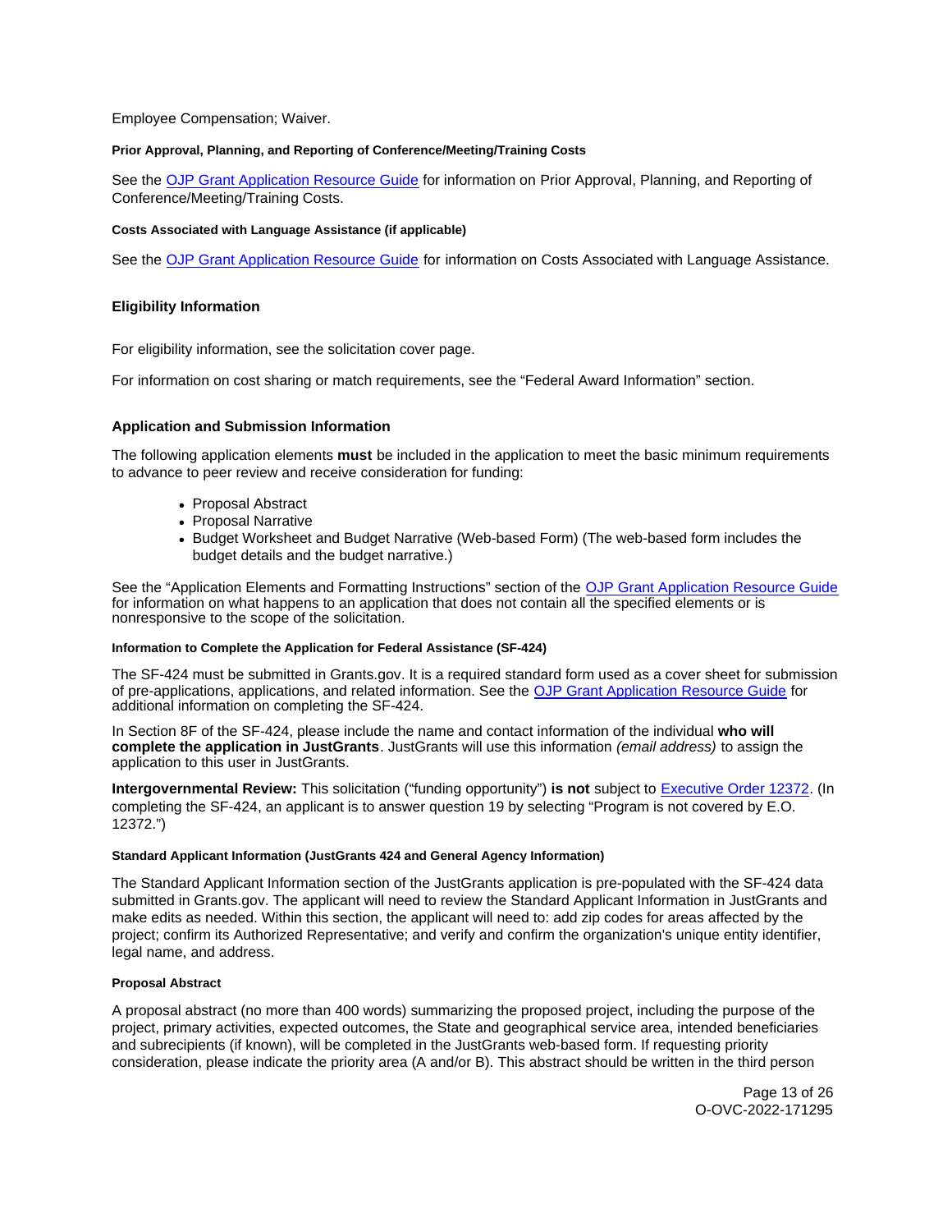Employee Compensation; Waiver.

#### Prior Approval, Planning, and Reporting of Conference/Meeting/Training Costs

See the [OJP Grant Application Resource Guide](#) for information on Prior Approval, Planning, and Reporting of Conference/Meeting/Training Costs.

#### Costs Associated with Language Assistance (if applicable)

See the [OJP Grant Application Resource Guide](#) for information on Costs Associated with Language Assistance.

### Eligibility Information

For eligibility information, see the solicitation cover page.

For information on cost sharing or match requirements, see the "Federal Award Information" section.

### Application and Submission Information

The following application elements **must** be included in the application to meet the basic minimum requirements to advance to peer review and receive consideration for funding:

- Proposal Abstract
- Proposal Narrative
- Budget Worksheet and Budget Narrative (Web-based Form) (The web-based form includes the budget details and the budget narrative.)

See the "Application Elements and Formatting Instructions" section of the [OJP Grant Application Resource Guide](#) for information on what happens to an application that does not contain all the specified elements or is nonresponsive to the scope of the solicitation.

#### Information to Complete the Application for Federal Assistance (SF-424)

The SF-424 must be submitted in Grants.gov. It is a required standard form used as a cover sheet for submission of pre-applications, applications, and related information. See the [OJP Grant Application Resource Guide](#) for additional information on completing the SF-424.

In Section 8F of the SF-424, please include the name and contact information of the individual **who will complete the application in JustGrants**. JustGrants will use this information *(email address)* to assign the application to this user in JustGrants.

**Intergovernmental Review:** This solicitation ("funding opportunity") **is not** subject to [Executive Order 12372](#). (In completing the SF-424, an applicant is to answer question 19 by selecting "Program is not covered by E.O. 12372.")

#### Standard Applicant Information (JustGrants 424 and General Agency Information)

The Standard Applicant Information section of the JustGrants application is pre-populated with the SF-424 data submitted in Grants.gov. The applicant will need to review the Standard Applicant Information in JustGrants and make edits as needed. Within this section, the applicant will need to: add zip codes for areas affected by the project; confirm its Authorized Representative; and verify and confirm the organization's unique entity identifier, legal name, and address.

#### Proposal Abstract

A proposal abstract (no more than 400 words) summarizing the proposed project, including the purpose of the project, primary activities, expected outcomes, the State and geographical service area, intended beneficiaries and subrecipients (if known), will be completed in the JustGrants web-based form. If requesting priority consideration, please indicate the priority area (A and/or B). This abstract should be written in the third person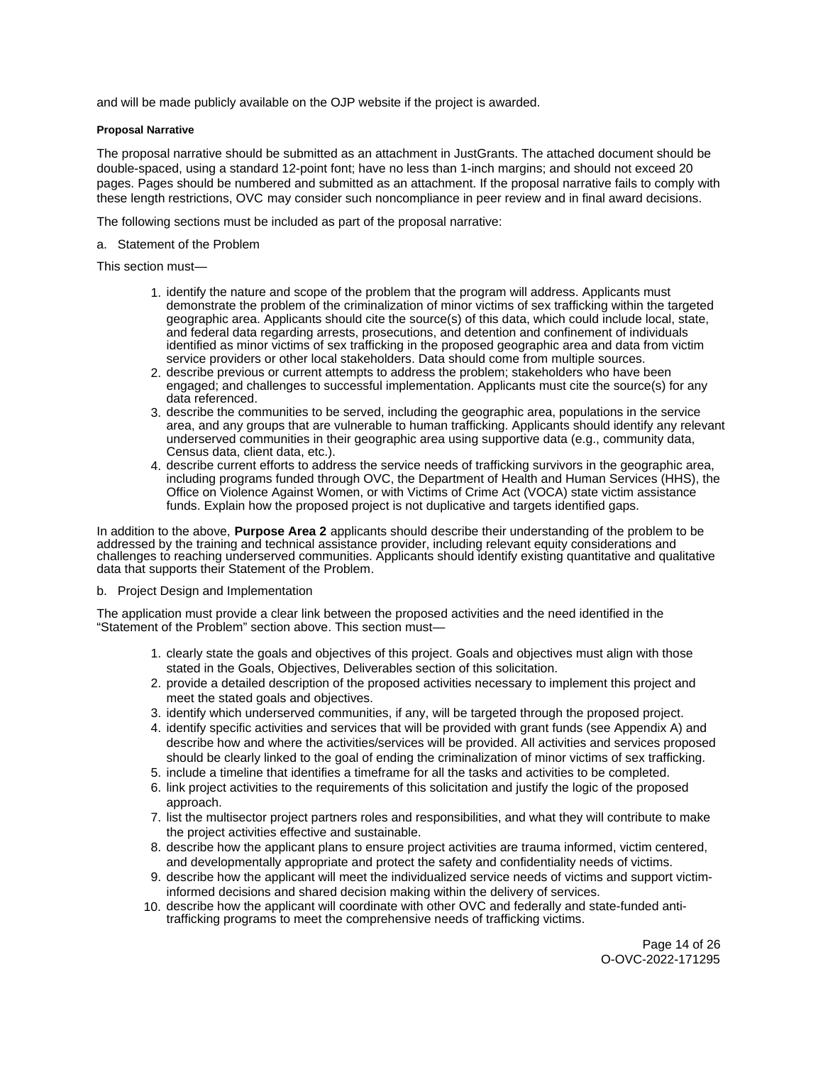and will be made publicly available on the OJP website if the project is awarded.

#### Proposal Narrative

The proposal narrative should be submitted as an attachment in JustGrants. The attached document should be double-spaced, using a standard 12-point font; have no less than 1-inch margins; and should not exceed 20 pages. Pages should be numbered and submitted as an attachment. If the proposal narrative fails to comply with these length restrictions, OVC may consider such noncompliance in peer review and in final award decisions.

The following sections must be included as part of the proposal narrative:

a. Statement of the Problem

This section must—

1. identify the nature and scope of the problem that the program will address. Applicants must demonstrate the problem of the criminalization of minor victims of sex trafficking within the targeted geographic area. Applicants should cite the source(s) of this data, which could include local, state, and federal data regarding arrests, prosecutions, and detention and confinement of individuals identified as minor victims of sex trafficking in the proposed geographic area and data from victim service providers or other local stakeholders. Data should come from multiple sources.
2. describe previous or current attempts to address the problem; stakeholders who have been engaged; and challenges to successful implementation. Applicants must cite the source(s) for any data referenced.
3. describe the communities to be served, including the geographic area, populations in the service area, and any groups that are vulnerable to human trafficking. Applicants should identify any relevant underserved communities in their geographic area using supportive data (e.g., community data, Census data, client data, etc.).
4. describe current efforts to address the service needs of trafficking survivors in the geographic area, including programs funded through OVC, the Department of Health and Human Services (HHS), the Office on Violence Against Women, or with Victims of Crime Act (VOCA) state victim assistance funds. Explain how the proposed project is not duplicative and targets identified gaps.

In addition to the above, **Purpose Area 2** applicants should describe their understanding of the problem to be addressed by the training and technical assistance provider, including relevant equity considerations and challenges to reaching underserved communities. Applicants should identify existing quantitative and qualitative data that supports their Statement of the Problem.

b. Project Design and Implementation

The application must provide a clear link between the proposed activities and the need identified in the "Statement of the Problem" section above. This section must—

1. clearly state the goals and objectives of this project. Goals and objectives must align with those stated in the Goals, Objectives, Deliverables section of this solicitation.
2. provide a detailed description of the proposed activities necessary to implement this project and meet the stated goals and objectives.
3. identify which underserved communities, if any, will be targeted through the proposed project.
4. identify specific activities and services that will be provided with grant funds (see Appendix A) and describe how and where the activities/services will be provided. All activities and services proposed should be clearly linked to the goal of ending the criminalization of minor victims of sex trafficking.
5. include a timeline that identifies a timeframe for all the tasks and activities to be completed.
6. link project activities to the requirements of this solicitation and justify the logic of the proposed approach.
7. list the multisector project partners roles and responsibilities, and what they will contribute to make the project activities effective and sustainable.
8. describe how the applicant plans to ensure project activities are trauma informed, victim centered, and developmentally appropriate and protect the safety and confidentiality needs of victims.
9. describe how the applicant will meet the individualized service needs of victims and support victim-informed decisions and shared decision making within the delivery of services.
10. describe how the applicant will coordinate with other OVC and federally and state-funded anti-trafficking programs to meet the comprehensive needs of trafficking victims.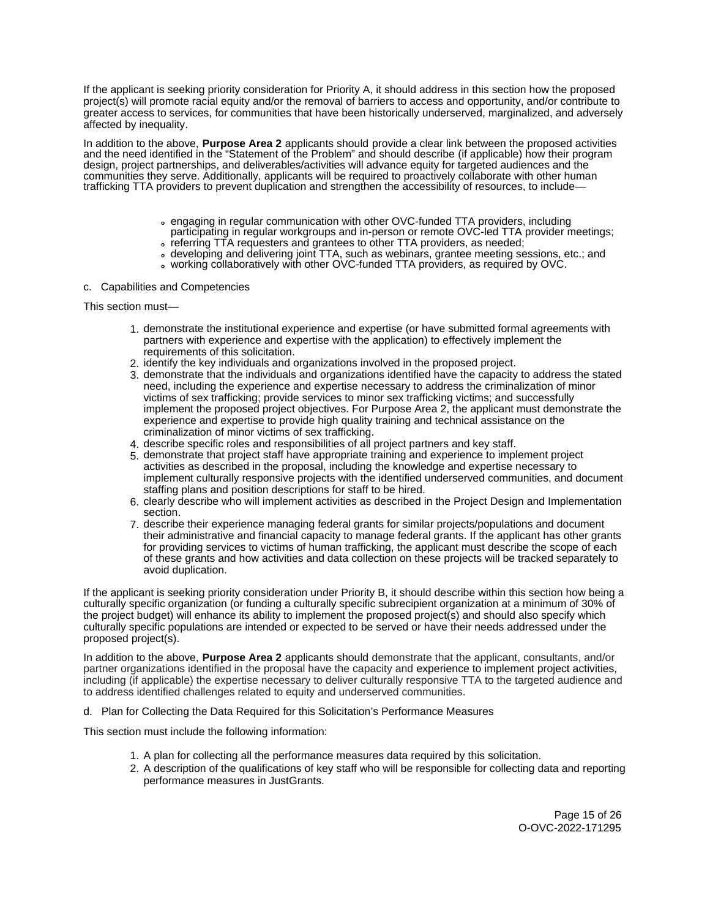If the applicant is seeking priority consideration for Priority A, it should address in this section how the proposed project(s) will promote racial equity and/or the removal of barriers to access and opportunity, and/or contribute to greater access to services, for communities that have been historically underserved, marginalized, and adversely affected by inequality.

In addition to the above, **Purpose Area 2** applicants should provide a clear link between the proposed activities and the need identified in the "Statement of the Problem" and should describe (if applicable) how their program design, project partnerships, and deliverables/activities will advance equity for targeted audiences and the communities they serve. Additionally, applicants will be required to proactively collaborate with other human trafficking TTA providers to prevent duplication and strengthen the accessibility of resources, to include—

- engaging in regular communication with other OVC-funded TTA providers, including participating in regular workgroups and in-person or remote OVC-led TTA provider meetings;
- referring TTA requesters and grantees to other TTA providers, as needed;
- developing and delivering joint TTA, such as webinars, grantee meeting sessions, etc.; and
- working collaboratively with other OVC-funded TTA providers, as required by OVC.

c. Capabilities and Competencies

This section must—

1. demonstrate the institutional experience and expertise (or have submitted formal agreements with partners with experience and expertise with the application) to effectively implement the requirements of this solicitation.
2. identify the key individuals and organizations involved in the proposed project.
3. demonstrate that the individuals and organizations identified have the capacity to address the stated need, including the experience and expertise necessary to address the criminalization of minor victims of sex trafficking; provide services to minor sex trafficking victims; and successfully implement the proposed project objectives. For Purpose Area 2, the applicant must demonstrate the experience and expertise to provide high quality training and technical assistance on the criminalization of minor victims of sex trafficking.
4. describe specific roles and responsibilities of all project partners and key staff.
5. demonstrate that project staff have appropriate training and experience to implement project activities as described in the proposal, including the knowledge and expertise necessary to implement culturally responsive projects with the identified underserved communities, and document staffing plans and position descriptions for staff to be hired.
6. clearly describe who will implement activities as described in the Project Design and Implementation section.
7. describe their experience managing federal grants for similar projects/populations and document their administrative and financial capacity to manage federal grants. If the applicant has other grants for providing services to victims of human trafficking, the applicant must describe the scope of each of these grants and how activities and data collection on these projects will be tracked separately to avoid duplication.

If the applicant is seeking priority consideration under Priority B, it should describe within this section how being a culturally specific organization (or funding a culturally specific subrecipient organization at a minimum of 30% of the project budget) will enhance its ability to implement the proposed project(s) and should also specify which culturally specific populations are intended or expected to be served or have their needs addressed under the proposed project(s).

In addition to the above, **Purpose Area 2** applicants should demonstrate that the applicant, consultants, and/or partner organizations identified in the proposal have the capacity and experience to implement project activities, including (if applicable) the expertise necessary to deliver culturally responsive TTA to the targeted audience and to address identified challenges related to equity and underserved communities.

d. Plan for Collecting the Data Required for this Solicitation's Performance Measures

This section must include the following information:

1. A plan for collecting all the performance measures data required by this solicitation.
2. A description of the qualifications of key staff who will be responsible for collecting data and reporting performance measures in JustGrants.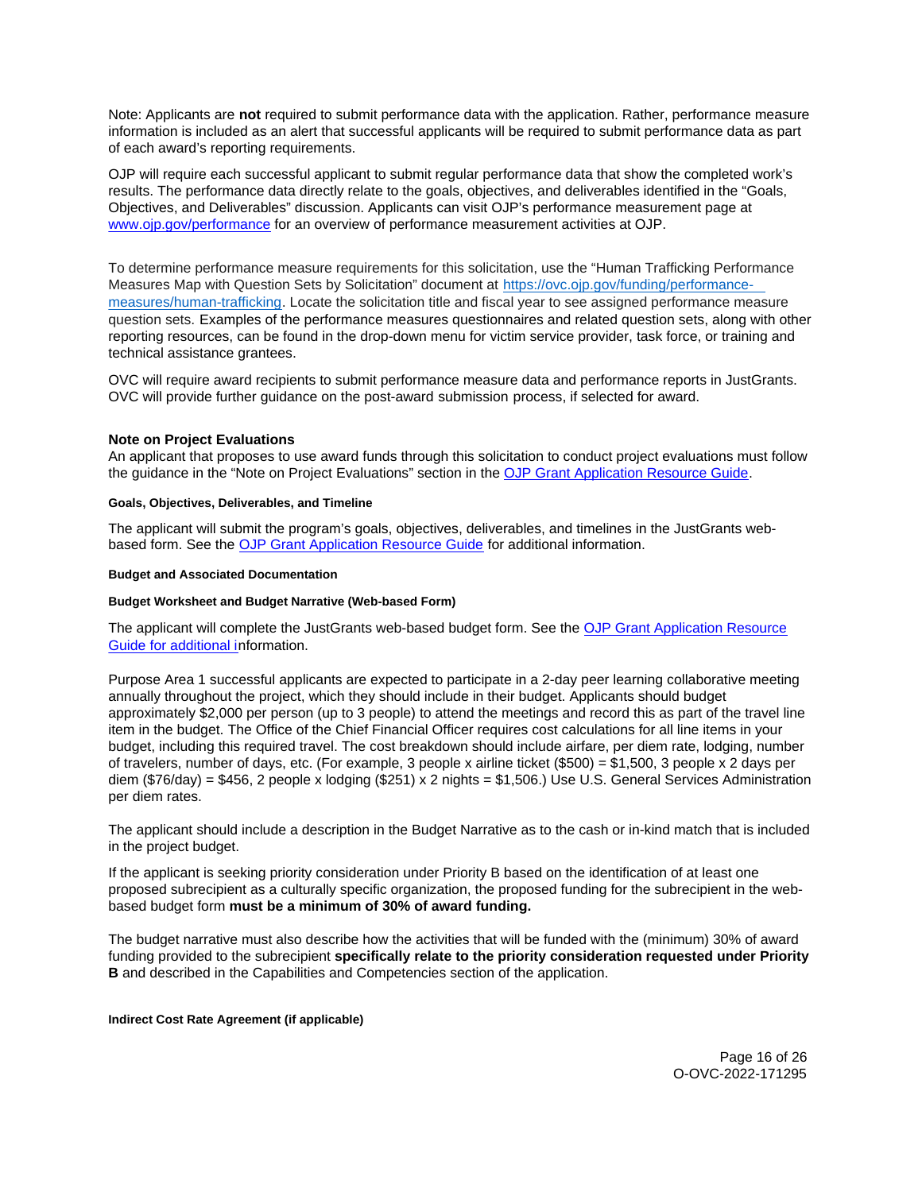Note: Applicants are **not** required to submit performance data with the application. Rather, performance measure information is included as an alert that successful applicants will be required to submit performance data as part of each award's reporting requirements.

OJP will require each successful applicant to submit regular performance data that show the completed work's results. The performance data directly relate to the goals, objectives, and deliverables identified in the "Goals, Objectives, and Deliverables" discussion. Applicants can visit OJP's performance measurement page at [www.ojp.gov/performance](www.ojp.gov/performance) for an overview of performance measurement activities at OJP.

To determine performance measure requirements for this solicitation, use the "Human Trafficking Performance Measures Map with Question Sets by Solicitation" document at [https://ovc.ojp.gov/funding/performance-measures/human-trafficking](https://ovc.ojp.gov/funding/performance-measures/human-trafficking). Locate the solicitation title and fiscal year to see assigned performance measure question sets. Examples of the performance measures questionnaires and related question sets, along with other reporting resources, can be found in the drop-down menu for victim service provider, task force, or training and technical assistance grantees.

OVC will require award recipients to submit performance measure data and performance reports in JustGrants. OVC will provide further guidance on the post-award submission process, if selected for award.

### Note on Project Evaluations

An applicant that proposes to use award funds through this solicitation to conduct project evaluations must follow the guidance in the "Note on Project Evaluations" section in the OJP Grant Application Resource Guide.

#### Goals, Objectives, Deliverables, and Timeline

The applicant will submit the program's goals, objectives, deliverables, and timelines in the JustGrants web-based form. See the OJP Grant Application Resource Guide for additional information.

#### Budget and Associated Documentation

#### Budget Worksheet and Budget Narrative (Web-based Form)

The applicant will complete the JustGrants web-based budget form. See the OJP Grant Application Resource Guide for additional information.

Purpose Area 1 successful applicants are expected to participate in a 2-day peer learning collaborative meeting annually throughout the project, which they should include in their budget. Applicants should budget approximately $2,000 per person (up to 3 people) to attend the meetings and record this as part of the travel line item in the budget. The Office of the Chief Financial Officer requires cost calculations for all line items in your budget, including this required travel. The cost breakdown should include airfare, per diem rate, lodging, number of travelers, number of days, etc. (For example, 3 people x airline ticket ($500) = $1,500, 3 people x 2 days per diem ($76/day) = $456, 2 people x lodging ($251) x 2 nights = $1,506.) Use U.S. General Services Administration per diem rates.

The applicant should include a description in the Budget Narrative as to the cash or in-kind match that is included in the project budget.

If the applicant is seeking priority consideration under Priority B based on the identification of at least one proposed subrecipient as a culturally specific organization, the proposed funding for the subrecipient in the web-based budget form **must be a minimum of 30% of award funding.**

The budget narrative must also describe how the activities that will be funded with the (minimum) 30% of award funding provided to the subrecipient **specifically relate to the priority consideration requested under Priority B** and described in the Capabilities and Competencies section of the application.

#### Indirect Cost Rate Agreement (if applicable)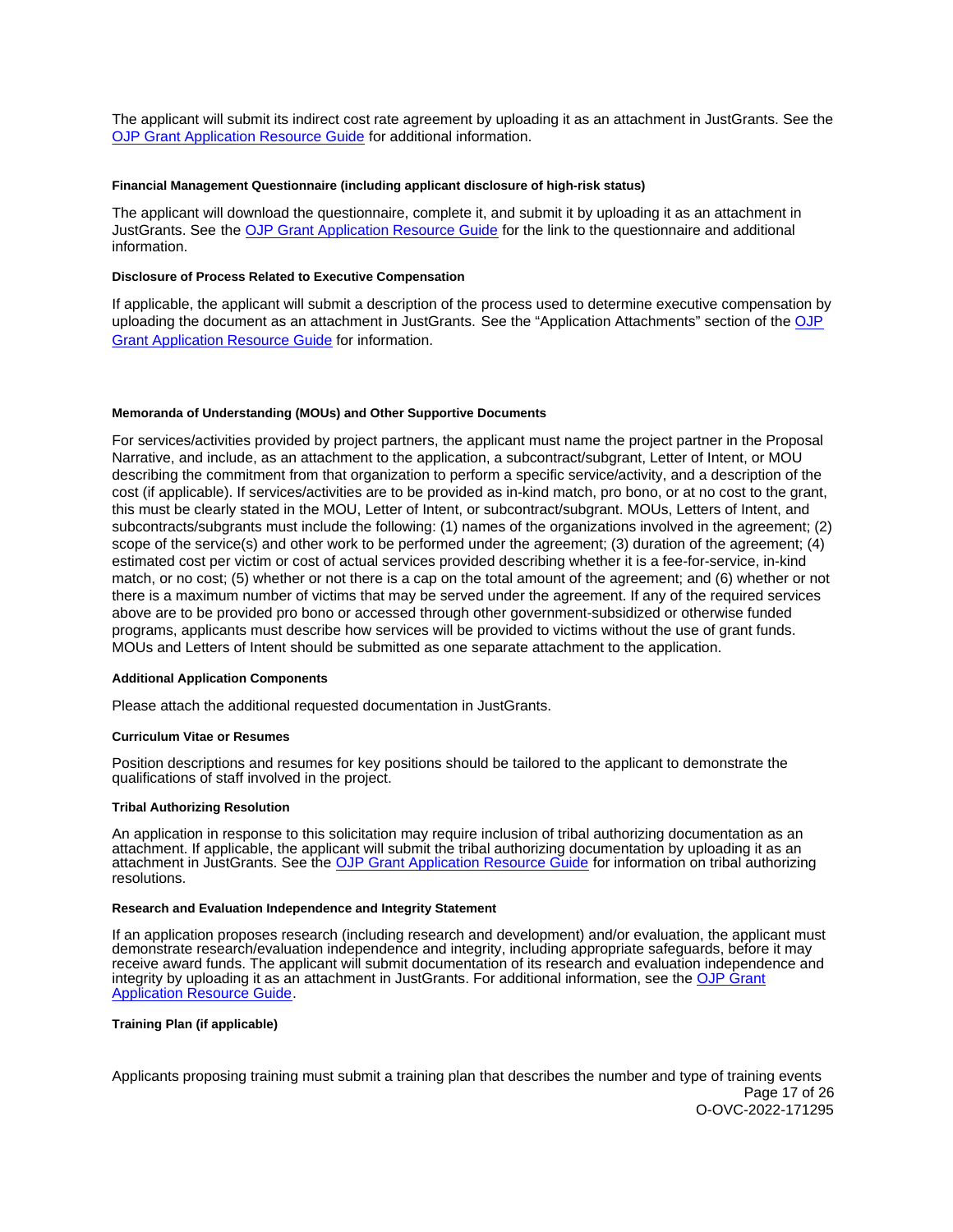The applicant will submit its indirect cost rate agreement by uploading it as an attachment in JustGrants. See the [OJP Grant Application Resource Guide](#) for additional information.

#### Financial Management Questionnaire (including applicant disclosure of high-risk status)

The applicant will download the questionnaire, complete it, and submit it by uploading it as an attachment in JustGrants. See the [OJP Grant Application Resource Guide](#) for the link to the questionnaire and additional information.

#### Disclosure of Process Related to Executive Compensation

If applicable, the applicant will submit a description of the process used to determine executive compensation by uploading the document as an attachment in JustGrants. See the "Application Attachments" section of the [OJP Grant Application Resource Guide](#) for information.

#### Memoranda of Understanding (MOUs) and Other Supportive Documents

For services/activities provided by project partners, the applicant must name the project partner in the Proposal Narrative, and include, as an attachment to the application, a subcontract/subgrant, Letter of Intent, or MOU describing the commitment from that organization to perform a specific service/activity, and a description of the cost (if applicable). If services/activities are to be provided as in-kind match, pro bono, or at no cost to the grant, this must be clearly stated in the MOU, Letter of Intent, or subcontract/subgrant. MOUs, Letters of Intent, and subcontracts/subgrants must include the following: (1) names of the organizations involved in the agreement; (2) scope of the service(s) and other work to be performed under the agreement; (3) duration of the agreement; (4) estimated cost per victim or cost of actual services provided describing whether it is a fee-for-service, in-kind match, or no cost; (5) whether or not there is a cap on the total amount of the agreement; and (6) whether or not there is a maximum number of victims that may be served under the agreement. If any of the required services above are to be provided pro bono or accessed through other government-subsidized or otherwise funded programs, applicants must describe how services will be provided to victims without the use of grant funds. MOUs and Letters of Intent should be submitted as one separate attachment to the application.

#### Additional Application Components

Please attach the additional requested documentation in JustGrants.

#### Curriculum Vitae or Resumes

Position descriptions and resumes for key positions should be tailored to the applicant to demonstrate the qualifications of staff involved in the project.

#### Tribal Authorizing Resolution

An application in response to this solicitation may require inclusion of tribal authorizing documentation as an attachment. If applicable, the applicant will submit the tribal authorizing documentation by uploading it as an attachment in JustGrants. See the [OJP Grant Application Resource Guide](#) for information on tribal authorizing resolutions.

#### Research and Evaluation Independence and Integrity Statement

If an application proposes research (including research and development) and/or evaluation, the applicant must demonstrate research/evaluation independence and integrity, including appropriate safeguards, before it may receive award funds. The applicant will submit documentation of its research and evaluation independence and integrity by uploading it as an attachment in JustGrants. For additional information, see the [OJP Grant Application Resource Guide](#).

#### Training Plan (if applicable)

Applicants proposing training must submit a training plan that describes the number and type of training events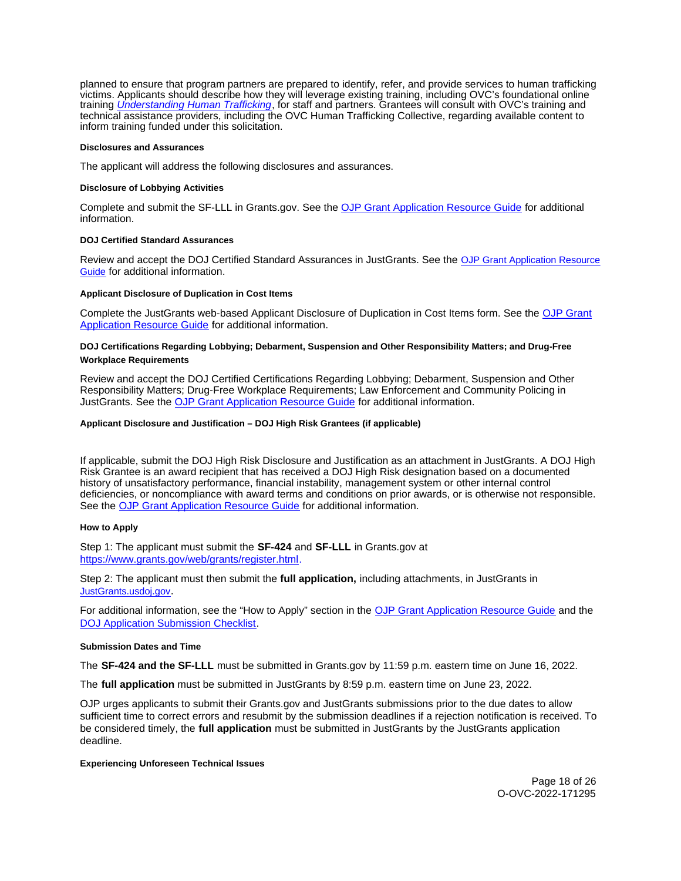planned to ensure that program partners are prepared to identify, refer, and provide services to human trafficking victims. Applicants should describe how they will leverage existing training, including OVC's foundational online training *Understanding Human Trafficking*, for staff and partners. Grantees will consult with OVC's training and technical assistance providers, including the OVC Human Trafficking Collective, regarding available content to inform training funded under this solicitation.

#### Disclosures and Assurances

The applicant will address the following disclosures and assurances.

#### Disclosure of Lobbying Activities

Complete and submit the SF-LLL in Grants.gov. See the OJP Grant Application Resource Guide for additional information.

#### DOJ Certified Standard Assurances

Review and accept the DOJ Certified Standard Assurances in JustGrants. See the OJP Grant Application Resource Guide for additional information.

#### Applicant Disclosure of Duplication in Cost Items

Complete the JustGrants web-based Applicant Disclosure of Duplication in Cost Items form. See the OJP Grant Application Resource Guide for additional information.

#### DOJ Certifications Regarding Lobbying; Debarment, Suspension and Other Responsibility Matters; and Drug-Free Workplace Requirements

Review and accept the DOJ Certified Certifications Regarding Lobbying; Debarment, Suspension and Other Responsibility Matters; Drug-Free Workplace Requirements; Law Enforcement and Community Policing in JustGrants. See the OJP Grant Application Resource Guide for additional information.

#### Applicant Disclosure and Justification – DOJ High Risk Grantees (if applicable)

If applicable, submit the DOJ High Risk Disclosure and Justification as an attachment in JustGrants. A DOJ High Risk Grantee is an award recipient that has received a DOJ High Risk designation based on a documented history of unsatisfactory performance, financial instability, management system or other internal control deficiencies, or noncompliance with award terms and conditions on prior awards, or is otherwise not responsible. See the OJP Grant Application Resource Guide for additional information.

#### How to Apply

Step 1: The applicant must submit the **SF-424** and **SF-LLL** in Grants.gov at https://www.grants.gov/web/grants/register.html.

Step 2: The applicant must then submit the **full application,** including attachments, in JustGrants in JustGrants.usdoj.gov.

For additional information, see the "How to Apply" section in the OJP Grant Application Resource Guide and the DOJ Application Submission Checklist.

#### Submission Dates and Time

The **SF-424 and the SF-LLL** must be submitted in Grants.gov by 11:59 p.m. eastern time on June 16, 2022.

The **full application** must be submitted in JustGrants by 8:59 p.m. eastern time on June 23, 2022.

OJP urges applicants to submit their Grants.gov and JustGrants submissions prior to the due dates to allow sufficient time to correct errors and resubmit by the submission deadlines if a rejection notification is received. To be considered timely, the **full application** must be submitted in JustGrants by the JustGrants application deadline.

#### Experiencing Unforeseen Technical Issues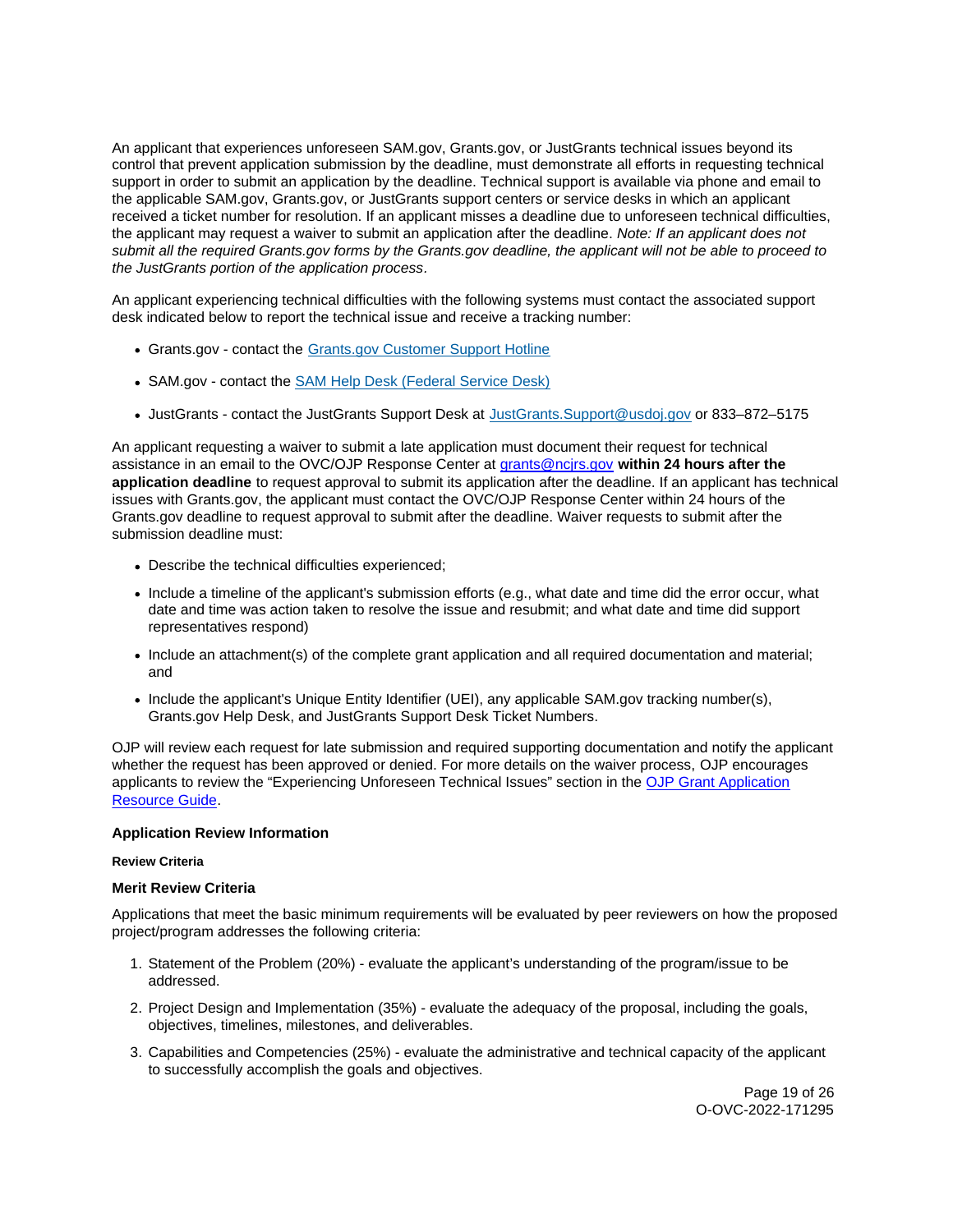An applicant that experiences unforeseen SAM.gov, Grants.gov, or JustGrants technical issues beyond its control that prevent application submission by the deadline, must demonstrate all efforts in requesting technical support in order to submit an application by the deadline. Technical support is available via phone and email to the applicable SAM.gov, Grants.gov, or JustGrants support centers or service desks in which an applicant received a ticket number for resolution. If an applicant misses a deadline due to unforeseen technical difficulties, the applicant may request a waiver to submit an application after the deadline. *Note: If an applicant does not submit all the required Grants.gov forms by the Grants.gov deadline, the applicant will not be able to proceed to the JustGrants portion of the application process*.

An applicant experiencing technical difficulties with the following systems must contact the associated support desk indicated below to report the technical issue and receive a tracking number:

- Grants.gov - contact the [Grants.gov Customer Support Hotline](#)
- SAM.gov - contact the [SAM Help Desk (Federal Service Desk)](#)
- JustGrants - contact the JustGrants Support Desk at [JustGrants.Support@usdoj.gov](mailto:JustGrants.Support@usdoj.gov) or 833–872–5175

An applicant requesting a waiver to submit a late application must document their request for technical assistance in an email to the OVC/OJP Response Center at [grants@ncjrs.gov](mailto:grants@ncjrs.gov) **within 24 hours after the application deadline** to request approval to submit its application after the deadline. If an applicant has technical issues with Grants.gov, the applicant must contact the OVC/OJP Response Center within 24 hours of the Grants.gov deadline to request approval to submit after the deadline. Waiver requests to submit after the submission deadline must:

- Describe the technical difficulties experienced;
- Include a timeline of the applicant's submission efforts (e.g., what date and time did the error occur, what date and time was action taken to resolve the issue and resubmit; and what date and time did support representatives respond)
- Include an attachment(s) of the complete grant application and all required documentation and material; and
- Include the applicant's Unique Entity Identifier (UEI), any applicable SAM.gov tracking number(s), Grants.gov Help Desk, and JustGrants Support Desk Ticket Numbers.

OJP will review each request for late submission and required supporting documentation and notify the applicant whether the request has been approved or denied. For more details on the waiver process, OJP encourages applicants to review the "Experiencing Unforeseen Technical Issues" section in the [OJP Grant Application Resource Guide](#).

## Application Review Information

#### Review Criteria

### Merit Review Criteria

Applications that meet the basic minimum requirements will be evaluated by peer reviewers on how the proposed project/program addresses the following criteria:

1. Statement of the Problem (20%) - evaluate the applicant's understanding of the program/issue to be addressed.
2. Project Design and Implementation (35%) - evaluate the adequacy of the proposal, including the goals, objectives, timelines, milestones, and deliverables.
3. Capabilities and Competencies (25%) - evaluate the administrative and technical capacity of the applicant to successfully accomplish the goals and objectives.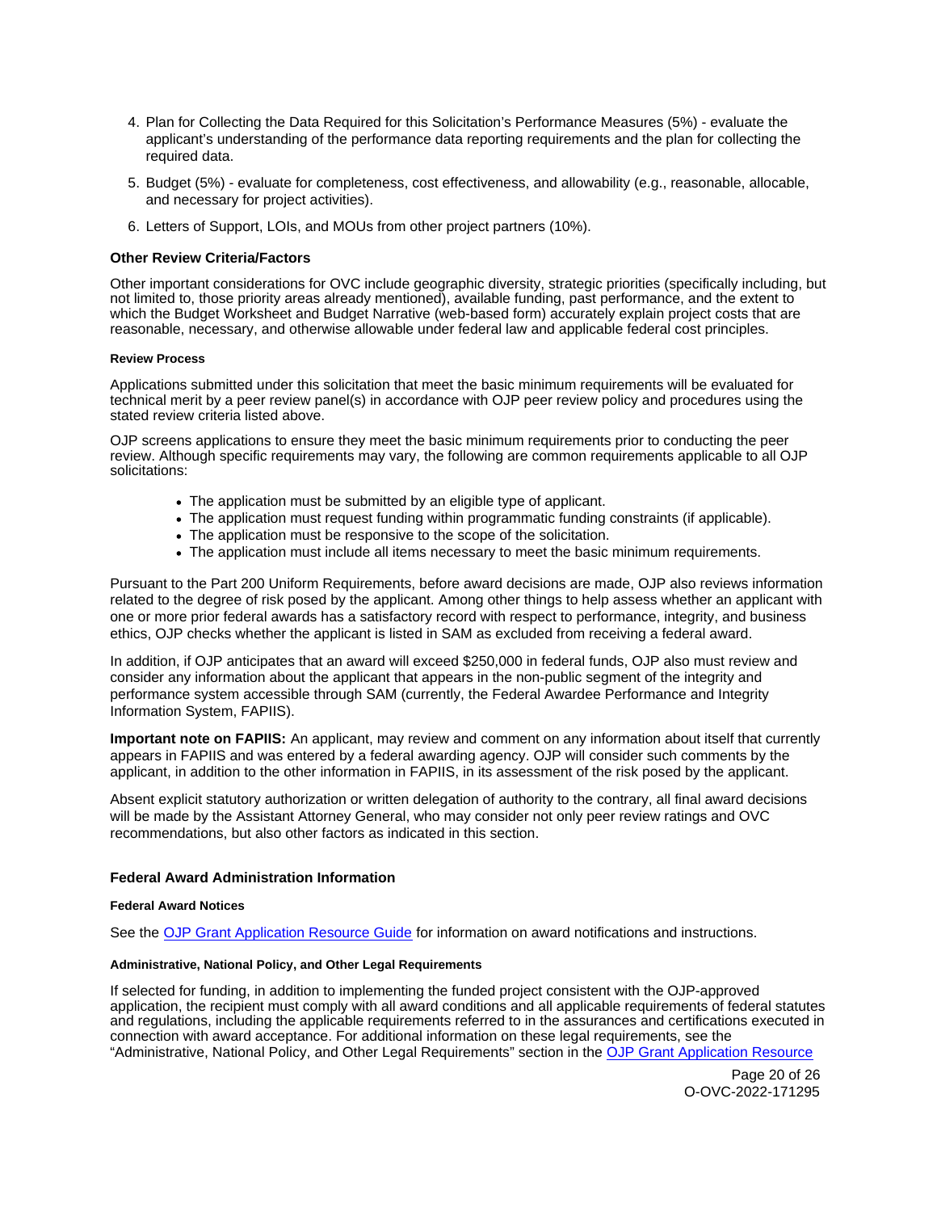4. Plan for Collecting the Data Required for this Solicitation's Performance Measures (5%) - evaluate the applicant's understanding of the performance data reporting requirements and the plan for collecting the required data.
5. Budget (5%) - evaluate for completeness, cost effectiveness, and allowability (e.g., reasonable, allocable, and necessary for project activities).
6. Letters of Support, LOIs, and MOUs from other project partners (10%).

### Other Review Criteria/Factors

Other important considerations for OVC include geographic diversity, strategic priorities (specifically including, but not limited to, those priority areas already mentioned), available funding, past performance, and the extent to which the Budget Worksheet and Budget Narrative (web-based form) accurately explain project costs that are reasonable, necessary, and otherwise allowable under federal law and applicable federal cost principles.

#### Review Process

Applications submitted under this solicitation that meet the basic minimum requirements will be evaluated for technical merit by a peer review panel(s) in accordance with OJP peer review policy and procedures using the stated review criteria listed above.

OJP screens applications to ensure they meet the basic minimum requirements prior to conducting the peer review. Although specific requirements may vary, the following are common requirements applicable to all OJP solicitations:

- The application must be submitted by an eligible type of applicant.
- The application must request funding within programmatic funding constraints (if applicable).
- The application must be responsive to the scope of the solicitation.
- The application must include all items necessary to meet the basic minimum requirements.

Pursuant to the Part 200 Uniform Requirements, before award decisions are made, OJP also reviews information related to the degree of risk posed by the applicant. Among other things to help assess whether an applicant with one or more prior federal awards has a satisfactory record with respect to performance, integrity, and business ethics, OJP checks whether the applicant is listed in SAM as excluded from receiving a federal award.

In addition, if OJP anticipates that an award will exceed $250,000 in federal funds, OJP also must review and consider any information about the applicant that appears in the non-public segment of the integrity and performance system accessible through SAM (currently, the Federal Awardee Performance and Integrity Information System, FAPIIS).

**Important note on FAPIIS:** An applicant, may review and comment on any information about itself that currently appears in FAPIIS and was entered by a federal awarding agency. OJP will consider such comments by the applicant, in addition to the other information in FAPIIS, in its assessment of the risk posed by the applicant.

Absent explicit statutory authorization or written delegation of authority to the contrary, all final award decisions will be made by the Assistant Attorney General, who may consider not only peer review ratings and OVC recommendations, but also other factors as indicated in this section.

### Federal Award Administration Information

#### Federal Award Notices

See the [OJP Grant Application Resource Guide] for information on award notifications and instructions.

#### Administrative, National Policy, and Other Legal Requirements

If selected for funding, in addition to implementing the funded project consistent with the OJP-approved application, the recipient must comply with all award conditions and all applicable requirements of federal statutes and regulations, including the applicable requirements referred to in the assurances and certifications executed in connection with award acceptance. For additional information on these legal requirements, see the "Administrative, National Policy, and Other Legal Requirements" section in the [OJP Grant Application Resource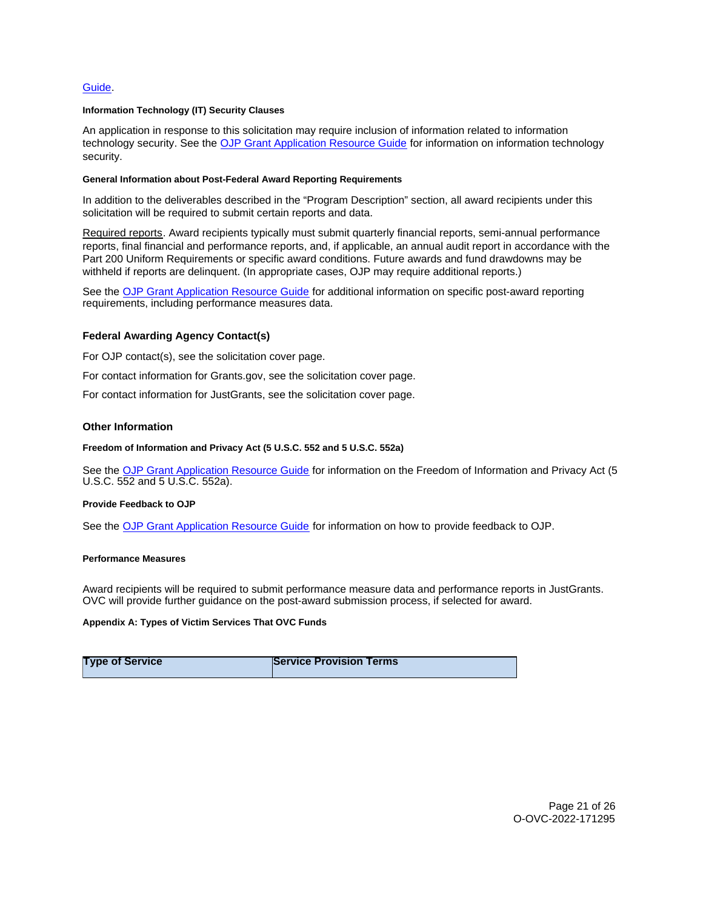Guide.

#### Information Technology (IT) Security Clauses

An application in response to this solicitation may require inclusion of information related to information technology security. See the OJP Grant Application Resource Guide for information on information technology security.

#### General Information about Post-Federal Award Reporting Requirements

In addition to the deliverables described in the "Program Description" section, all award recipients under this solicitation will be required to submit certain reports and data.

Required reports. Award recipients typically must submit quarterly financial reports, semi-annual performance reports, final financial and performance reports, and, if applicable, an annual audit report in accordance with the Part 200 Uniform Requirements or specific award conditions. Future awards and fund drawdowns may be withheld if reports are delinquent. (In appropriate cases, OJP may require additional reports.)

See the OJP Grant Application Resource Guide for additional information on specific post-award reporting requirements, including performance measures data.

### Federal Awarding Agency Contact(s)

For OJP contact(s), see the solicitation cover page.

For contact information for Grants.gov, see the solicitation cover page.

For contact information for JustGrants, see the solicitation cover page.

### Other Information

#### Freedom of Information and Privacy Act (5 U.S.C. 552 and 5 U.S.C. 552a)

See the OJP Grant Application Resource Guide for information on the Freedom of Information and Privacy Act (5 U.S.C. 552 and 5 U.S.C. 552a).

#### Provide Feedback to OJP

See the OJP Grant Application Resource Guide for information on how to provide feedback to OJP.

#### Performance Measures

Award recipients will be required to submit performance measure data and performance reports in JustGrants. OVC will provide further guidance on the post-award submission process, if selected for award.

#### Appendix A: Types of Victim Services That OVC Funds

| Type of Service | Service Provision Terms |
|---|---|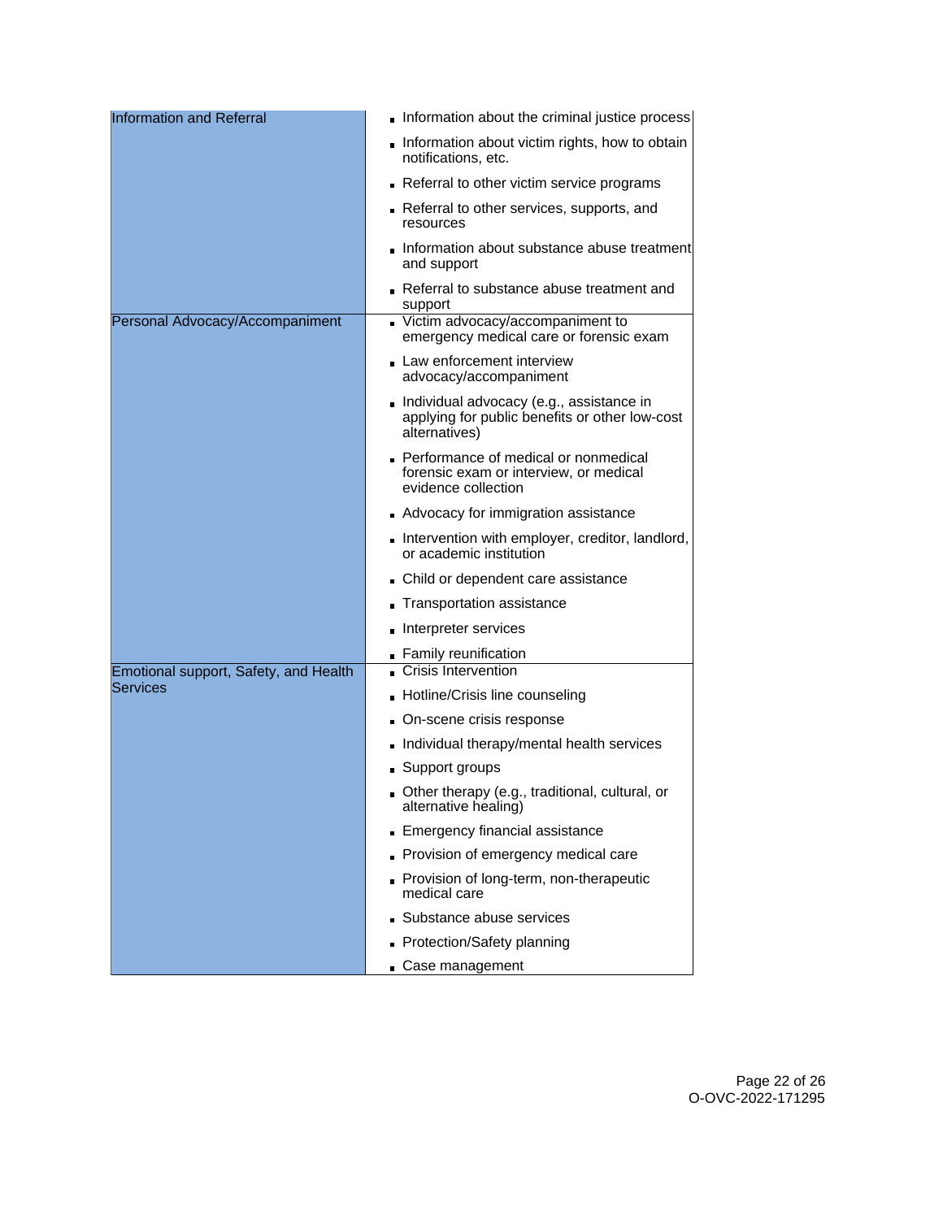| | |
|---|---|
| Information and Referral | - Information about the criminal justice process<br>- Information about victim rights, how to obtain notifications, etc.<br>- Referral to other victim service programs<br>- Referral to other services, supports, and resources<br>- Information about substance abuse treatment and support<br>- Referral to substance abuse treatment and support |
| Personal Advocacy/Accompaniment | - Victim advocacy/accompaniment to emergency medical care or forensic exam<br>- Law enforcement interview advocacy/accompaniment<br>- Individual advocacy (e.g., assistance in applying for public benefits or other low-cost alternatives)<br>- Performance of medical or nonmedical forensic exam or interview, or medical evidence collection<br>- Advocacy for immigration assistance<br>- Intervention with employer, creditor, landlord, or academic institution<br>- Child or dependent care assistance<br>- Transportation assistance<br>- Interpreter services<br>- Family reunification |
| Emotional support, Safety, and Health Services | - Crisis Intervention<br>- Hotline/Crisis line counseling<br>- On-scene crisis response<br>- Individual therapy/mental health services<br>- Support groups<br>- Other therapy (e.g., traditional, cultural, or alternative healing)<br>- Emergency financial assistance<br>- Provision of emergency medical care<br>- Provision of long-term, non-therapeutic medical care<br>- Substance abuse services<br>- Protection/Safety planning<br>- Case management |

O-OVC-2022-171295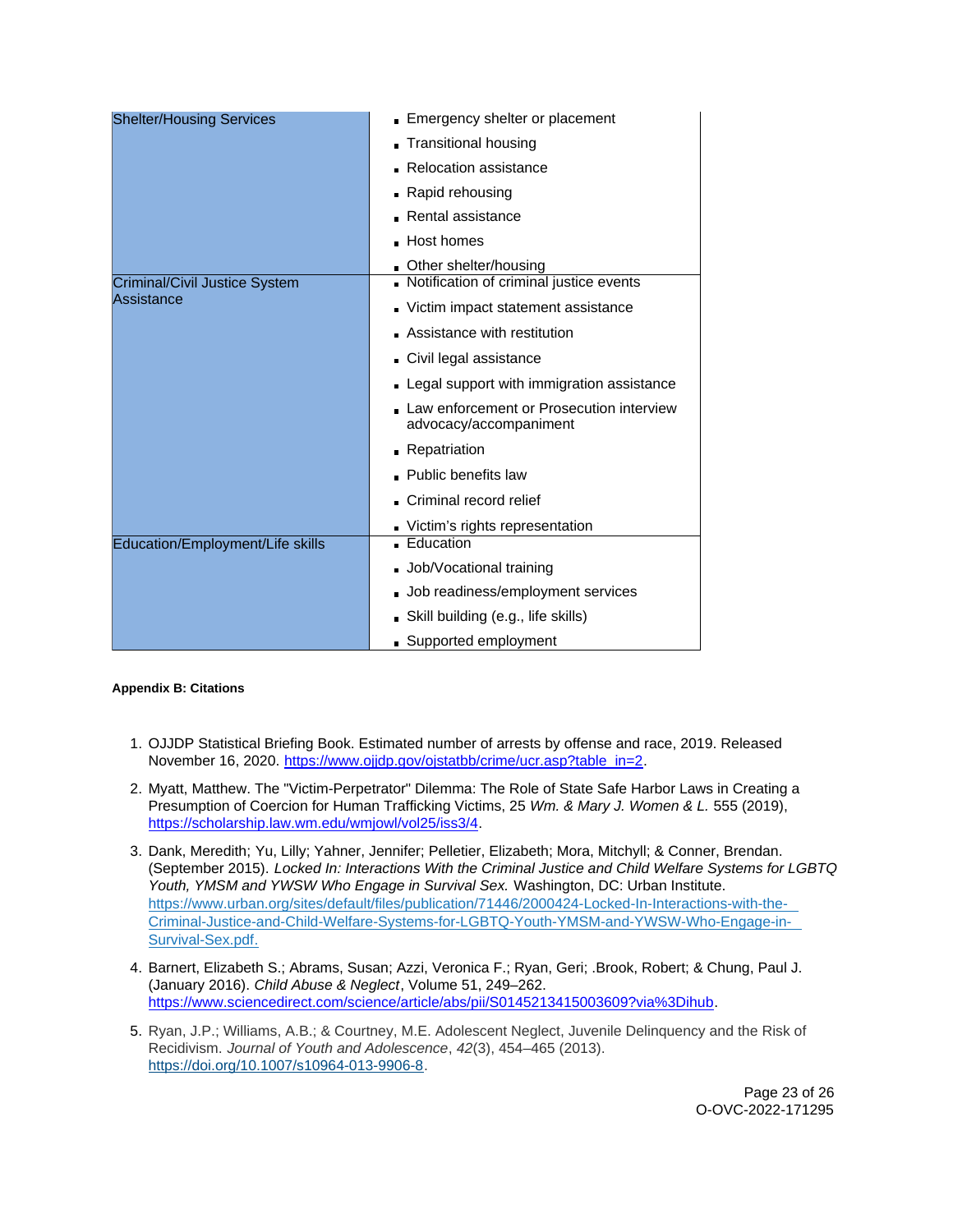| | |
|---|---|
| Shelter/Housing Services | - Emergency shelter or placement<br>- Transitional housing<br>- Relocation assistance<br>- Rapid rehousing<br>- Rental assistance<br>- Host homes<br>- Other shelter/housing |
| Criminal/Civil Justice System Assistance | - Notification of criminal justice events<br>- Victim impact statement assistance<br>- Assistance with restitution<br>- Civil legal assistance<br>- Legal support with immigration assistance<br>- Law enforcement or Prosecution interview advocacy/accompaniment<br>- Repatriation<br>- Public benefits law<br>- Criminal record relief<br>- Victim's rights representation |
| Education/Employment/Life skills | - Education<br>- Job/Vocational training<br>- Job readiness/employment services<br>- Skill building (e.g., life skills)<br>- Supported employment |

**Appendix B: Citations**

1. OJJDP Statistical Briefing Book. Estimated number of arrests by offense and race, 2019. Released November 16, 2020. https://www.ojjdp.gov/ojstatbb/crime/ucr.asp?table_in=2.
2. Myatt, Matthew. The "Victim-Perpetrator" Dilemma: The Role of State Safe Harbor Laws in Creating a Presumption of Coercion for Human Trafficking Victims, 25 *Wm. & Mary J. Women & L.* 555 (2019), https://scholarship.law.wm.edu/wmjowl/vol25/iss3/4.
3. Dank, Meredith; Yu, Lilly; Yahner, Jennifer; Pelletier, Elizabeth; Mora, Mitchyll; & Conner, Brendan. (September 2015). *Locked In: Interactions With the Criminal Justice and Child Welfare Systems for LGBTQ Youth, YMSM and YWSW Who Engage in Survival Sex.* Washington, DC: Urban Institute. https://www.urban.org/sites/default/files/publication/71446/2000424-Locked-In-Interactions-with-the-Criminal-Justice-and-Child-Welfare-Systems-for-LGBTQ-Youth-YMSM-and-YWSW-Who-Engage-in-Survival-Sex.pdf.
4. Barnert, Elizabeth S.; Abrams, Susan; Azzi, Veronica F.; Ryan, Geri; .Brook, Robert; & Chung, Paul J. (January 2016). *Child Abuse & Neglect*, Volume 51, 249–262. https://www.sciencedirect.com/science/article/abs/pii/S0145213415003609?via%3Dihub.
5. Ryan, J.P.; Williams, A.B.; & Courtney, M.E. Adolescent Neglect, Juvenile Delinquency and the Risk of Recidivism. *Journal of Youth and Adolescence*, *42*(3), 454–465 (2013). https://doi.org/10.1007/s10964-013-9906-8.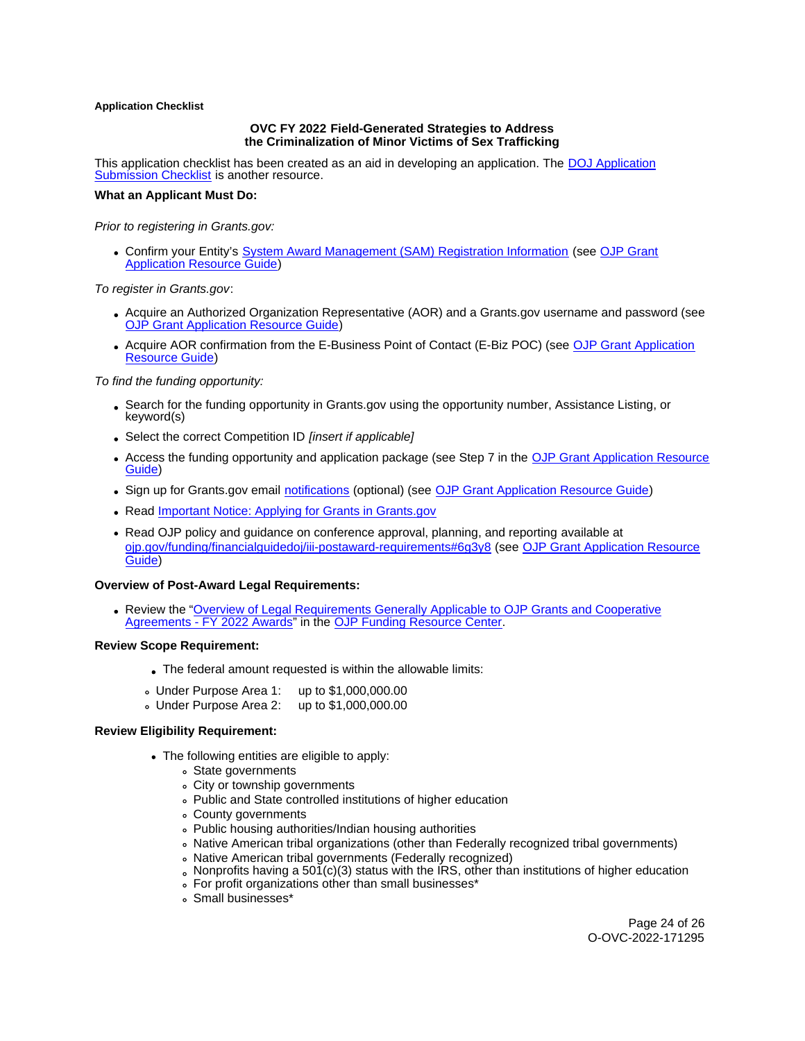**Application Checklist**

**OVC FY 2022 Field-Generated Strategies to Address the Criminalization of Minor Victims of Sex Trafficking**

This application checklist has been created as an aid in developing an application. The DOJ Application Submission Checklist is another resource.

**What an Applicant Must Do:**

*Prior to registering in Grants.gov:*

- Confirm your Entity's System Award Management (SAM) Registration Information (see OJP Grant Application Resource Guide)

*To register in Grants.gov*:

- Acquire an Authorized Organization Representative (AOR) and a Grants.gov username and password (see OJP Grant Application Resource Guide)
- Acquire AOR confirmation from the E-Business Point of Contact (E-Biz POC) (see OJP Grant Application Resource Guide)

*To find the funding opportunity:*

- Search for the funding opportunity in Grants.gov using the opportunity number, Assistance Listing, or keyword(s)
- Select the correct Competition ID *[insert if applicable]*
- Access the funding opportunity and application package (see Step 7 in the OJP Grant Application Resource Guide)
- Sign up for Grants.gov email notifications (optional) (see OJP Grant Application Resource Guide)
- Read Important Notice: Applying for Grants in Grants.gov
- Read OJP policy and guidance on conference approval, planning, and reporting available at ojp.gov/funding/financialguidedoj/iii-postaward-requirements#6g3y8 (see OJP Grant Application Resource Guide)

**Overview of Post-Award Legal Requirements:**

- Review the "Overview of Legal Requirements Generally Applicable to OJP Grants and Cooperative Agreements - FY 2022 Awards" in the OJP Funding Resource Center.

**Review Scope Requirement:**

- The federal amount requested is within the allowable limits:
    - Under Purpose Area 1: up to $1,000,000.00
    - Under Purpose Area 2: up to $1,000,000.00

**Review Eligibility Requirement:**

- The following entities are eligible to apply:
    - State governments
    - City or township governments
    - Public and State controlled institutions of higher education
    - County governments
    - Public housing authorities/Indian housing authorities
    - Native American tribal organizations (other than Federally recognized tribal governments)
    - Native American tribal governments (Federally recognized)
    - Nonprofits having a 501(c)(3) status with the IRS, other than institutions of higher education
    - For profit organizations other than small businesses*
    - Small businesses*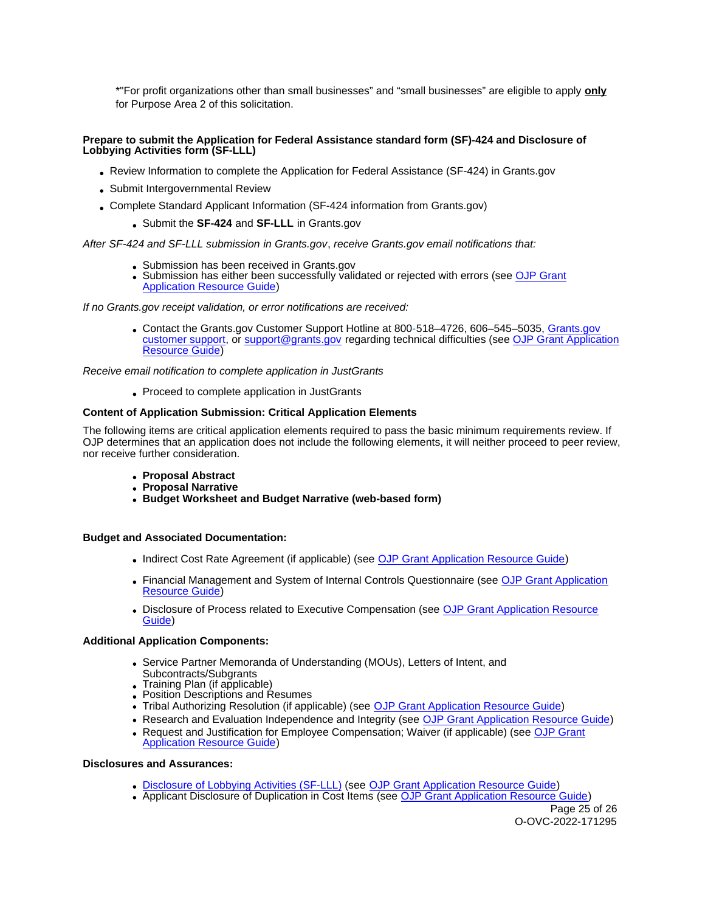*"For profit organizations other than small businesses" and "small businesses" are eligible to apply **only** for Purpose Area 2 of this solicitation.

**Prepare to submit the Application for Federal Assistance standard form (SF)-424 and Disclosure of Lobbying Activities form (SF-LLL)**

- Review Information to complete the Application for Federal Assistance (SF-424) in Grants.gov
- Submit Intergovernmental Review
- Complete Standard Applicant Information (SF-424 information from Grants.gov)
  - Submit the **SF-424** and **SF-LLL** in Grants.gov

*After SF-424 and SF-LLL submission in Grants.gov, receive Grants.gov email notifications that:*

- Submission has been received in Grants.gov
- Submission has either been successfully validated or rejected with errors (see OJP Grant Application Resource Guide)

*If no Grants.gov receipt validation, or error notifications are received:*

- Contact the Grants.gov Customer Support Hotline at 800-518–4726, 606–545–5035, Grants.gov customer support, or support@grants.gov regarding technical difficulties (see OJP Grant Application Resource Guide)

*Receive email notification to complete application in JustGrants*

- Proceed to complete application in JustGrants

**Content of Application Submission: Critical Application Elements**

The following items are critical application elements required to pass the basic minimum requirements review. If OJP determines that an application does not include the following elements, it will neither proceed to peer review, nor receive further consideration.

- **Proposal Abstract**
- **Proposal Narrative**
- **Budget Worksheet and Budget Narrative (web-based form)**

**Budget and Associated Documentation:**

- Indirect Cost Rate Agreement (if applicable) (see OJP Grant Application Resource Guide)
- Financial Management and System of Internal Controls Questionnaire (see OJP Grant Application Resource Guide)
- Disclosure of Process related to Executive Compensation (see OJP Grant Application Resource Guide)

**Additional Application Components:**

- Service Partner Memoranda of Understanding (MOUs), Letters of Intent, and Subcontracts/Subgrants
- Training Plan (if applicable)
- Position Descriptions and Resumes
- Tribal Authorizing Resolution (if applicable) (see OJP Grant Application Resource Guide)
- Research and Evaluation Independence and Integrity (see OJP Grant Application Resource Guide)
- Request and Justification for Employee Compensation; Waiver (if applicable) (see OJP Grant Application Resource Guide)

**Disclosures and Assurances:**

- Disclosure of Lobbying Activities (SF-LLL) (see OJP Grant Application Resource Guide)
- Applicant Disclosure of Duplication in Cost Items (see OJP Grant Application Resource Guide)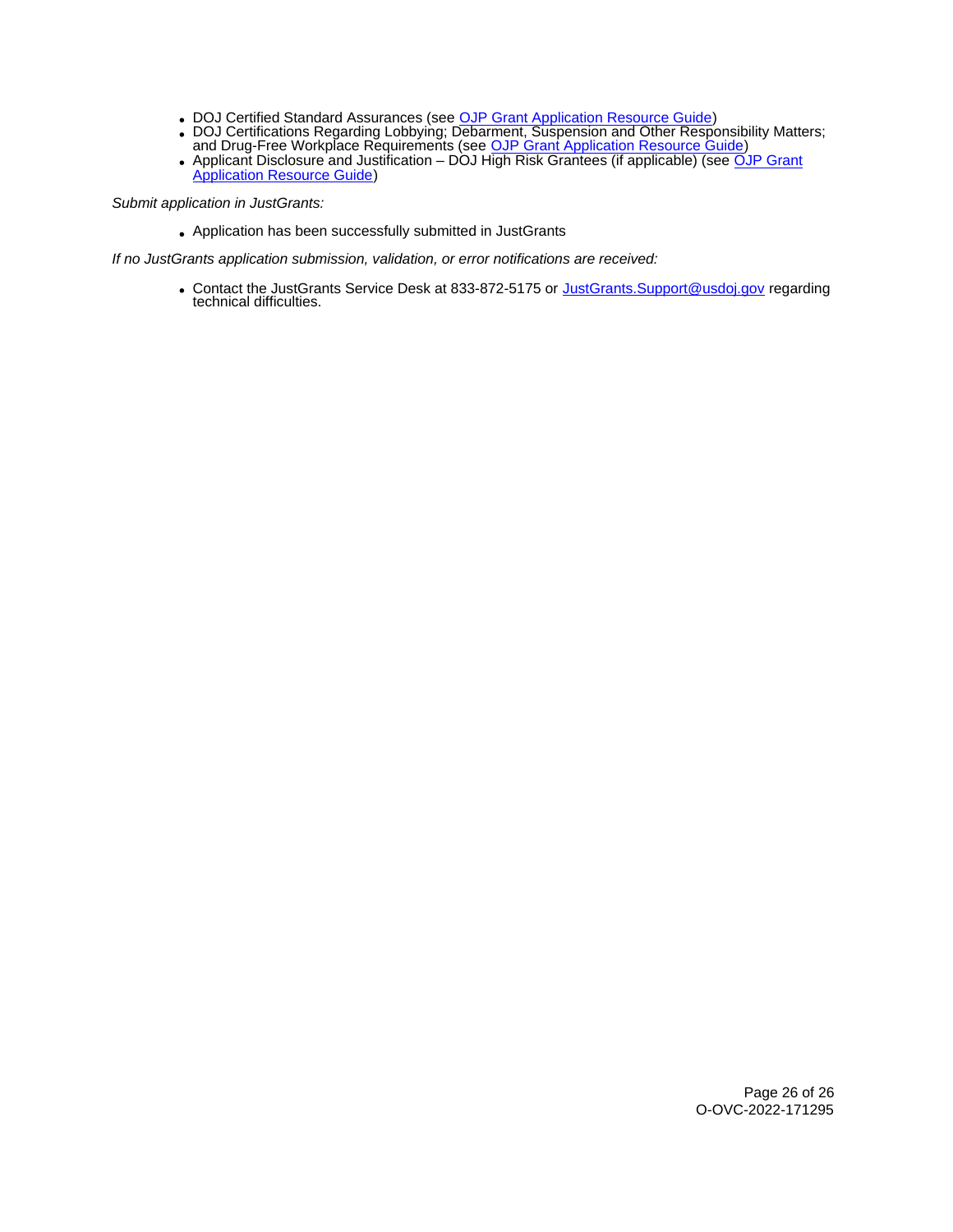- DOJ Certified Standard Assurances (see [OJP Grant Application Resource Guide])
- DOJ Certifications Regarding Lobbying; Debarment, Suspension and Other Responsibility Matters; and Drug-Free Workplace Requirements (see [OJP Grant Application Resource Guide])
- Applicant Disclosure and Justification – DOJ High Risk Grantees (if applicable) (see [OJP Grant Application Resource Guide])

*Submit application in JustGrants:*

- Application has been successfully submitted in JustGrants

*If no JustGrants application submission, validation, or error notifications are received:*

- Contact the JustGrants Service Desk at 833-872-5175 or JustGrants.Support@usdoj.gov regarding technical difficulties.